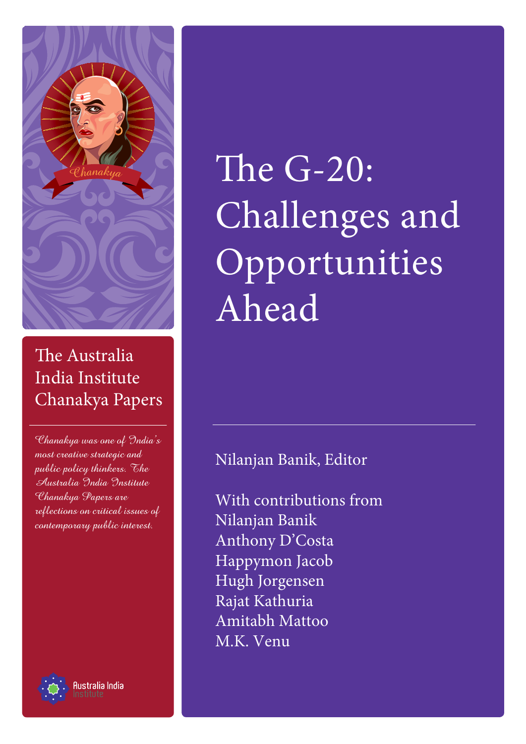# The G-20: Challenges and Opportunities Ahead

Nilanjan Banik, Editor

With contributions from
Nilanjan Banik
Anthony D'Costa
Happymon Jacob
Hugh Jorgensen
Rajat Kathuria
Amitabh Mattoo
M.K. Venu

The Australia India Institute Chanakya Papers

*Chanakya was one of India's most creative strategic and public policy thinkers. The Australia India Institute Chanakya Papers are reflections on critical issues of contemporary public interest.*

Australia India Institute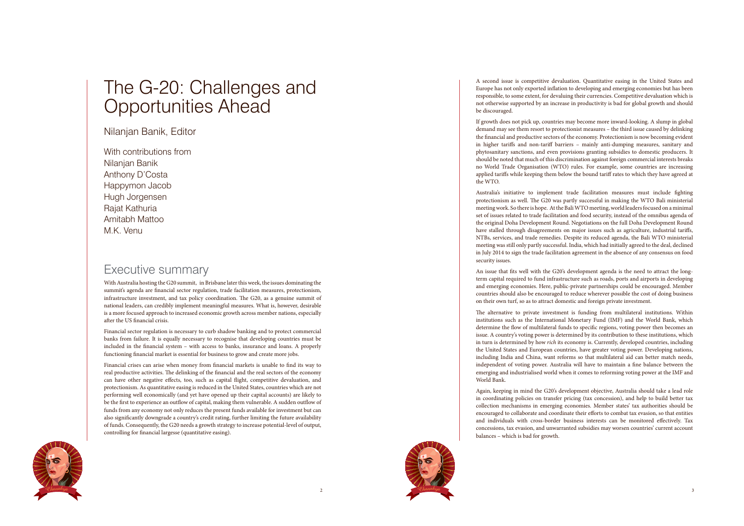# The G-20: Challenges and Opportunities Ahead

Nilanjan Banik, Editor

With contributions from
Nilanjan Banik
Anthony D'Costa
Happymon Jacob
Hugh Jorgensen
Rajat Kathuria
Amitabh Mattoo
M.K. Venu

## Executive summary

With Australia hosting the G20 summit, in Brisbane later this week, the issues dominating the summit's agenda are financial sector regulation, trade facilitation measures, protectionism, infrastructure investment, and tax policy coordination. The G20, as a genuine summit of national leaders, can credibly implement meaningful measures. What is, however, desirable is a more focused approach to increased economic growth across member nations, especially after the US financial crisis.

Financial sector regulation is necessary to curb shadow banking and to protect commercial banks from failure. It is equally necessary to recognise that developing countries must be included in the financial system – with access to banks, insurance and loans. A properly functioning financial market is essential for business to grow and create more jobs.

Financial crises can arise when money from financial markets is unable to find its way to real productive activities. The delinking of the financial and the real sectors of the economy can have other negative effects, too, such as capital flight, competitive devaluation, and protectionism. As quantitative easing is reduced in the United States, countries which are not performing well economically (and yet have opened up their capital accounts) are likely to be the first to experience an outflow of capital, making them vulnerable. A sudden outflow of funds from any economy not only reduces the present funds available for investment but can also significantly downgrade a country's credit rating, further limiting the future availability of funds. Consequently, the G20 needs a growth strategy to increase potential-level of output, controlling for financial largesse (quantitative easing).

A second issue is competitive devaluation. Quantitative easing in the United States and Europe has not only exported inflation to developing and emerging economies but has been responsible, to some extent, for devaluing their currencies. Competitive devaluation which is not otherwise supported by an increase in productivity is bad for global growth and should be discouraged.

If growth does not pick up, countries may become more inward-looking. A slump in global demand may see them resort to protectionist measures – the third issue caused by delinking the financial and productive sectors of the economy. Protectionism is now becoming evident in higher tariffs and non-tariff barriers – mainly anti-dumping measures, sanitary and phytosanitary sanctions, and even provisions granting subsidies to domestic producers. It should be noted that much of this discrimination against foreign commercial interests breaks no World Trade Organisation (WTO) rules. For example, some countries are increasing applied tariffs while keeping them below the bound tariff rates to which they have agreed at the WTO.

Australia's initiative to implement trade facilitation measures must include fighting protectionism as well. The G20 was partly successful in making the WTO Bali ministerial meeting work. So there is hope. At the Bali WTO meeting, world leaders focused on a minimal set of issues related to trade facilitation and food security, instead of the omnibus agenda of the original Doha Development Round. Negotiations on the full Doha Development Round have stalled through disagreements on major issues such as agriculture, industrial tariffs, NTBs, services, and trade remedies. Despite its reduced agenda, the Bali WTO ministerial meeting was still only partly successful. India, which had initially agreed to the deal, declined in July 2014 to sign the trade facilitation agreement in the absence of any consensus on food security issues.

An issue that fits well with the G20's development agenda is the need to attract the long-term capital required to fund infrastructure such as roads, ports and airports in developing and emerging economies. Here, public-private partnerships could be encouraged. Member countries should also be encouraged to reduce wherever possible the cost of doing business on their own turf, so as to attract domestic and foreign private investment.

The alternative to private investment is funding from multilateral institutions. Within institutions such as the International Monetary Fund (IMF) and the World Bank, which determine the flow of multilateral funds to specific regions, voting power then becomes an issue. A country's voting power is determined by its contribution to these institutions, which in turn is determined by how *rich* its economy is. Currently, developed countries, including the United States and European countries, have greater voting power. Developing nations, including India and China, want reforms so that multilateral aid can better match needs, independent of voting power. Australia will have to maintain a fine balance between the emerging and industrialised world when it comes to reforming voting power at the IMF and World Bank.

Again, keeping in mind the G20's development objective, Australia should take a lead role in coordinating policies on transfer pricing (tax concession), and help to build better tax collection mechanisms in emerging economies. Member states' tax authorities should be encouraged to collaborate and coordinate their efforts to combat tax evasion, so that entities and individuals with cross-border business interests can be monitored effectively. Tax concessions, tax evasion, and unwarranted subsidies may worsen countries' current account balances – which is bad for growth.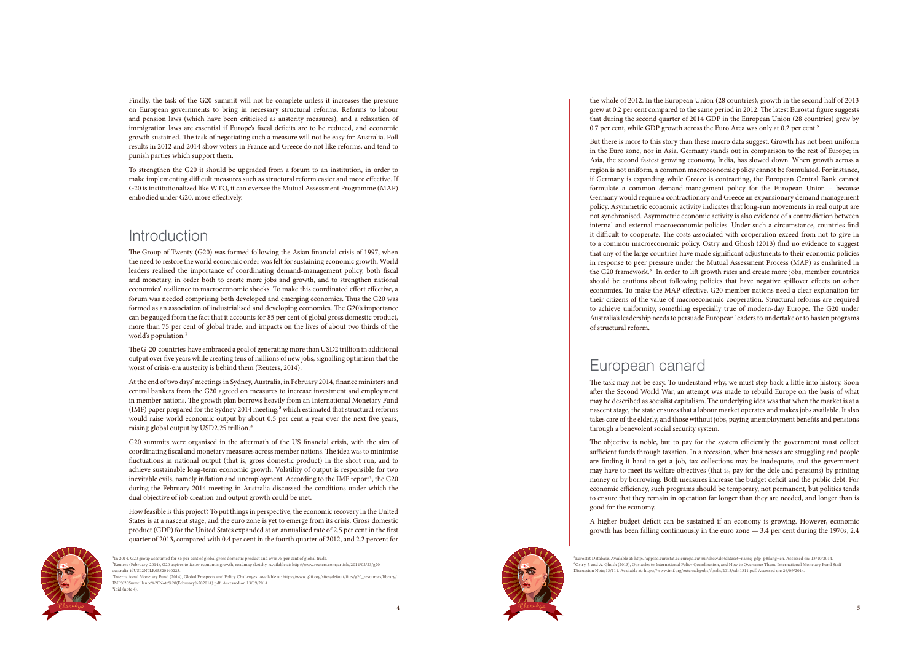Finally, the task of the G20 summit will not be complete unless it increases the pressure on European governments to bring in necessary structural reforms. Reforms to labour and pension laws (which have been criticised as austerity measures), and a relaxation of immigration laws are essential if Europe's fiscal deficits are to be reduced, and economic growth sustained. The task of negotiating such a measure will not be easy for Australia. Poll results in 2012 and 2014 show voters in France and Greece do not like reforms, and tend to punish parties which support them.

To strengthen the G20 it should be upgraded from a forum to an institution, in order to make implementing difficult measures such as structural reform easier and more effective. If G20 is institutionalized like WTO, it can oversee the Mutual Assessment Programme (MAP) embodied under G20, more effectively.

## Introduction

The Group of Twenty (G20) was formed following the Asian financial crisis of 1997, when the need to restore the world economic order was felt for sustaining economic growth. World leaders realised the importance of coordinating demand-management policy, both fiscal and monetary, in order both to create more jobs and growth, and to strengthen national economies' resilience to macroeconomic shocks. To make this coordinated effort effective, a forum was needed comprising both developed and emerging economies. Thus the G20 was formed as an association of industrialised and developing economies. The G20's importance can be gauged from the fact that it accounts for 85 per cent of global gross domestic product, more than 75 per cent of global trade, and impacts on the lives of about two thirds of the world's population.[1]

The G-20 countries have embraced a goal of generating more than USD2 trillion in additional output over five years while creating tens of millions of new jobs, signalling optimism that the worst of crisis-era austerity is behind them (Reuters, 2014).

At the end of two days' meetings in Sydney, Australia, in February 2014, finance ministers and central bankers from the G20 agreed on measures to increase investment and employment in member nations. The growth plan borrows heavily from an International Monetary Fund (IMF) paper prepared for the Sydney 2014 meeting,[3] which estimated that structural reforms would raise world economic output by about 0.5 per cent a year over the next five years, raising global output by USD2.25 trillion.[2]

G20 summits were organised in the aftermath of the US financial crisis, with the aim of coordinating fiscal and monetary measures across member nations. The idea was to minimise fluctuations in national output (that is, gross domestic product) in the short run, and to achieve sustainable long-term economic growth. Volatility of output is responsible for two inevitable evils, namely inflation and unemployment. According to the IMF report[4], the G20 during the February 2014 meeting in Australia discussed the conditions under which the dual objective of job creation and output growth could be met.

How feasible is this project? To put things in perspective, the economic recovery in the United States is at a nascent stage, and the euro zone is yet to emerge from its crisis. Gross domestic product (GDP) for the United States expanded at an annualised rate of 2.5 per cent in the first quarter of 2013, compared with 0.4 per cent in the fourth quarter of 2012, and 2.2 percent for the whole of 2012. In the European Union (28 countries), growth in the second half of 2013 grew at 0.2 per cent compared to the same period in 2012. The latest Eurostat figure suggests that during the second quarter of 2014 GDP in the European Union (28 countries) grew by 0.7 per cent, while GDP growth across the Euro Area was only at 0.2 per cent.[5]

But there is more to this story than these macro data suggest. Growth has not been uniform in the Euro zone, nor in Asia. Germany stands out in comparison to the rest of Europe; in Asia, the second fastest growing economy, India, has slowed down. When growth across a region is not uniform, a common macroeconomic policy cannot be formulated. For instance, if Germany is expanding while Greece is contracting, the European Central Bank cannot formulate a common demand-management policy for the European Union – because Germany would require a contractionary and Greece an expansionary demand management policy. Asymmetric economic activity indicates that long-run movements in real output are not synchronised. Asymmetric economic activity is also evidence of a contradiction between internal and external macroeconomic policies. Under such a circumstance, countries find it difficult to cooperate. The costs associated with cooperation exceed from not to give in to a common macroeconomic policy. Ostry and Ghosh (2013) find no evidence to suggest that any of the large countries have made significant adjustments to their economic policies in response to peer pressure under the Mutual Assessment Process (MAP) as enshrined in the G20 framework.[6] In order to lift growth rates and create more jobs, member countries should be cautious about following policies that have negative spillover effects on other economies. To make the MAP effective, G20 member nations need a clear explanation for their citizens of the value of macroeconomic cooperation. Structural reforms are required to achieve uniformity, something especially true of modern-day Europe. The G20 under Australia's leadership needs to persuade European leaders to undertake or to hasten programs of structural reform.

## European canard

The task may not be easy. To understand why, we must step back a little into history. Soon after the Second World War, an attempt was made to rebuild Europe on the basis of what may be described as socialist capitalism. The underlying idea was that when the market is at a nascent stage, the state ensures that a labour market operates and makes jobs available. It also takes care of the elderly, and those without jobs, paying unemployment benefits and pensions through a benevolent social security system.

The objective is noble, but to pay for the system efficiently the government must collect sufficient funds through taxation. In a recession, when businesses are struggling and people are finding it hard to get a job, tax collections may be inadequate, and the government may have to meet its welfare objectives (that is, pay for the dole and pensions) by printing money or by borrowing. Both measures increase the budget deficit and the public debt. For economic efficiency, such programs should be temporary, not permanent, but politics tends to ensure that they remain in operation far longer than they are needed, and longer than is good for the economy.

A higher budget deficit can be sustained if an economy is growing. However, economic growth has been falling continuously in the euro zone — 3.4 per cent during the 1970s, 2.4

[1] In 2014, G20 group accounted for 85 per cent of global gross domestic product and over 75 per cent of global trade.
[2] Reuters (February, 2014), G20 aspires to faster economic growth, roadmap sketchy. Available at: http://www.reuters.com/article/2014/02/23/g20-australia-idUSL2N0LR05S20140223.
[3] International Monetary Fund (2014), Global Prospects and Policy Challenges. Available at: https://www.g20.org/sites/default/files/g20_resources/library/IMF%20Surveillance%20Note%20(February)%202014).pdf. Accessed on 13/09/2014
[4] ibid (note 4).

[5] Eurostat Database. Available at: http://appsso.eurostat.ec.europa.eu/nui/show.do?dataset=namq_gdp_p&lang=en. Accessed on: 13/10/2014.
[6] Ostry, J. and A. Ghosh (2013), Obstacles to International Policy Coordination, and How to Overcome Them. International Monetary Fund Staff Discussion Note/13/111. Available at: https://www.imf.org/external/pubs/ft/sdn/2013/sdn1311.pdf. Accessed on: 26/09/2014.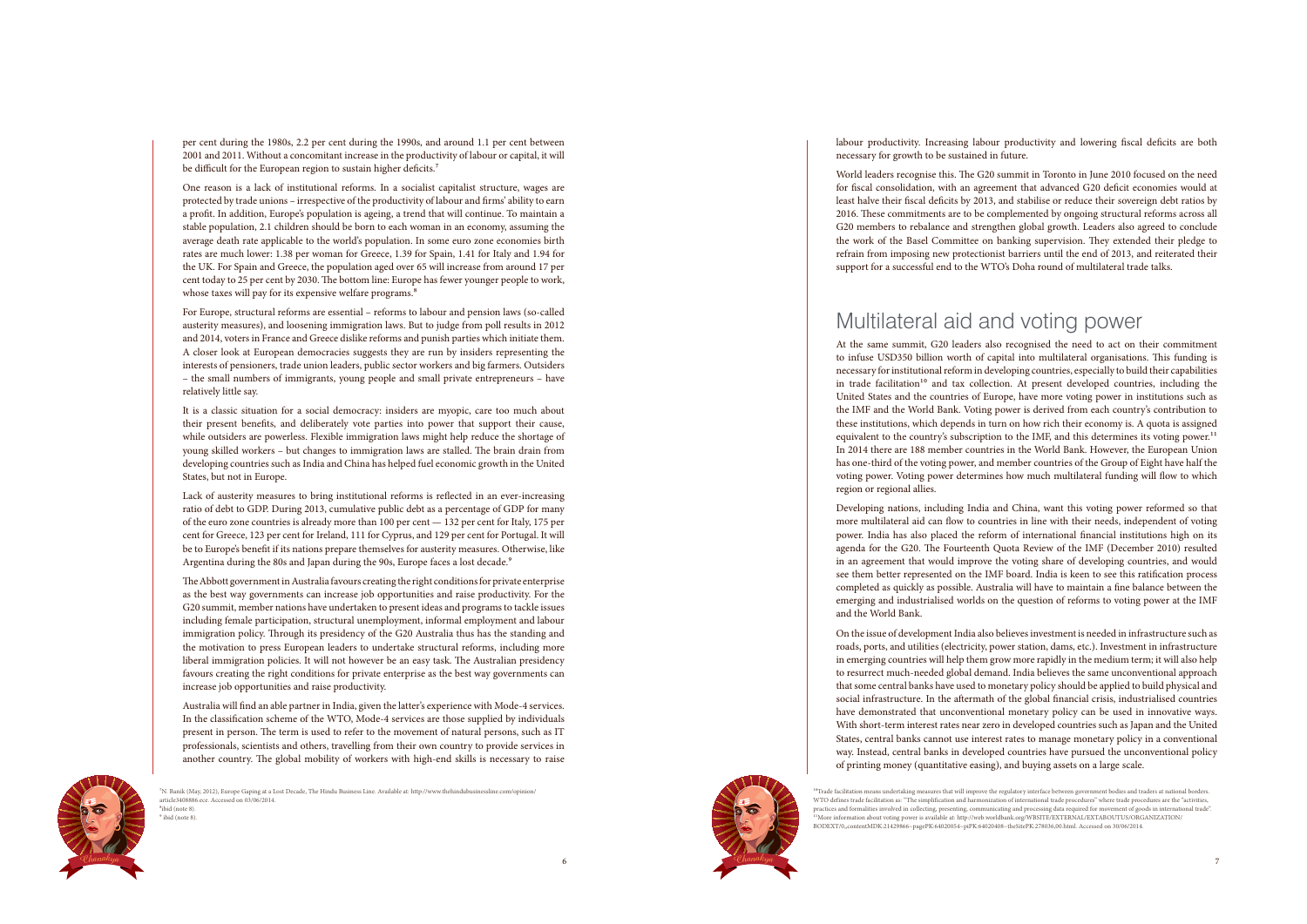per cent during the 1980s, 2.2 per cent during the 1990s, and around 1.1 per cent between 2001 and 2011. Without a concomitant increase in the productivity of labour or capital, it will be difficult for the European region to sustain higher deficits.[7]

One reason is a lack of institutional reforms. In a socialist capitalist structure, wages are protected by trade unions – irrespective of the productivity of labour and firms' ability to earn a profit. In addition, Europe's population is ageing, a trend that will continue. To maintain a stable population, 2.1 children should be born to each woman in an economy, assuming the average death rate applicable to the world's population. In some euro zone economies birth rates are much lower: 1.38 per woman for Greece, 1.39 for Spain, 1.41 for Italy and 1.94 for the UK. For Spain and Greece, the population aged over 65 will increase from around 17 per cent today to 25 per cent by 2030. The bottom line: Europe has fewer younger people to work, whose taxes will pay for its expensive welfare programs.[8]

For Europe, structural reforms are essential – reforms to labour and pension laws (so-called austerity measures), and loosening immigration laws. But to judge from poll results in 2012 and 2014, voters in France and Greece dislike reforms and punish parties which initiate them. A closer look at European democracies suggests they are run by insiders representing the interests of pensioners, trade union leaders, public sector workers and big farmers. Outsiders – the small numbers of immigrants, young people and small private entrepreneurs – have relatively little say.

It is a classic situation for a social democracy: insiders are myopic, care too much about their present benefits, and deliberately vote parties into power that support their cause, while outsiders are powerless. Flexible immigration laws might help reduce the shortage of young skilled workers – but changes to immigration laws are stalled. The brain drain from developing countries such as India and China has helped fuel economic growth in the United States, but not in Europe.

Lack of austerity measures to bring institutional reforms is reflected in an ever-increasing ratio of debt to GDP. During 2013, cumulative public debt as a percentage of GDP for many of the euro zone countries is already more than 100 per cent — 132 per cent for Italy, 175 per cent for Greece, 123 per cent for Ireland, 111 for Cyprus, and 129 per cent for Portugal. It will be to Europe's benefit if its nations prepare themselves for austerity measures. Otherwise, like Argentina during the 80s and Japan during the 90s, Europe faces a lost decade.[9]

The Abbott government in Australia favours creating the right conditions for private enterprise as the best way governments can increase job opportunities and raise productivity. For the G20 summit, member nations have undertaken to present ideas and programs to tackle issues including female participation, structural unemployment, informal employment and labour immigration policy. Through its presidency of the G20 Australia thus has the standing and the motivation to press European leaders to undertake structural reforms, including more liberal immigration policies. It will not however be an easy task. The Australian presidency favours creating the right conditions for private enterprise as the best way governments can increase job opportunities and raise productivity.

Australia will find an able partner in India, given the latter's experience with Mode-4 services. In the classification scheme of the WTO, Mode-4 services are those supplied by individuals present in person. The term is used to refer to the movement of natural persons, such as IT professionals, scientists and others, travelling from their own country to provide services in another country. The global mobility of workers with high-end skills is necessary to raise labour productivity. Increasing labour productivity and lowering fiscal deficits are both necessary for growth to be sustained in future.

World leaders recognise this. The G20 summit in Toronto in June 2010 focused on the need for fiscal consolidation, with an agreement that advanced G20 deficit economies would at least halve their fiscal deficits by 2013, and stabilise or reduce their sovereign debt ratios by 2016. These commitments are to be complemented by ongoing structural reforms across all G20 members to rebalance and strengthen global growth. Leaders also agreed to conclude the work of the Basel Committee on banking supervision. They extended their pledge to refrain from imposing new protectionist barriers until the end of 2013, and reiterated their support for a successful end to the WTO's Doha round of multilateral trade talks.

## Multilateral aid and voting power

At the same summit, G20 leaders also recognised the need to act on their commitment to infuse USD350 billion worth of capital into multilateral organisations. This funding is necessary for institutional reform in developing countries, especially to build their capabilities in trade facilitation[10] and tax collection. At present developed countries, including the United States and the countries of Europe, have more voting power in institutions such as the IMF and the World Bank. Voting power is derived from each country's contribution to these institutions, which depends in turn on how rich their economy is. A quota is assigned equivalent to the country's subscription to the IMF, and this determines its voting power.[11] In 2014 there are 188 member countries in the World Bank. However, the European Union has one-third of the voting power, and member countries of the Group of Eight have half the voting power. Voting power determines how much multilateral funding will flow to which region or regional allies.

Developing nations, including India and China, want this voting power reformed so that more multilateral aid can flow to countries in line with their needs, independent of voting power. India has also placed the reform of international financial institutions high on its agenda for the G20. The Fourteenth Quota Review of the IMF (December 2010) resulted in an agreement that would improve the voting share of developing countries, and would see them better represented on the IMF board. India is keen to see this ratification process completed as quickly as possible. Australia will have to maintain a fine balance between the emerging and industrialised worlds on the question of reforms to voting power at the IMF and the World Bank.

On the issue of development India also believes investment is needed in infrastructure such as roads, ports, and utilities (electricity, power station, dams, etc.). Investment in infrastructure in emerging countries will help them grow more rapidly in the medium term; it will also help to resurrect much-needed global demand. India believes the same unconventional approach that some central banks have used to monetary policy should be applied to build physical and social infrastructure. In the aftermath of the global financial crisis, industrialised countries have demonstrated that unconventional monetary policy can be used in innovative ways. With short-term interest rates near zero in developed countries such as Japan and the United States, central banks cannot use interest rates to manage monetary policy in a conventional way. Instead, central banks in developed countries have pursued the unconventional policy of printing money (quantitative easing), and buying assets on a large scale.

---

[7] N. Banik (May, 2012), Europe Gaping at a Lost Decade, The Hindu Business Line. Available at: http://www.thehindubusinessline.com/opinion/article3408886.ece. Accessed on 03/06/2014.
[8] Ibid (note 8).
[9] ibid (note 8).

[10] Trade facilitation means undertaking measures that will improve the regulatory interface between government bodies and traders at national borders. WTO defines trade facilitation as: "The simplification and harmonization of international trade procedures" where trade procedures are the "activities, practices and formalities involved in collecting, presenting, communicating and processing data required for movement of goods in international trade".
[11] More information about voting power is available at: http://web.worldbank.org/WBSITE/EXTERNAL/EXTABOUTUS/ORGANIZATION/BODEXT/0,,contentMDK:21429866~pagePK:64020054~piPK:64020408~theSitePK:278036,00.html. Accessed on 30/06/2014.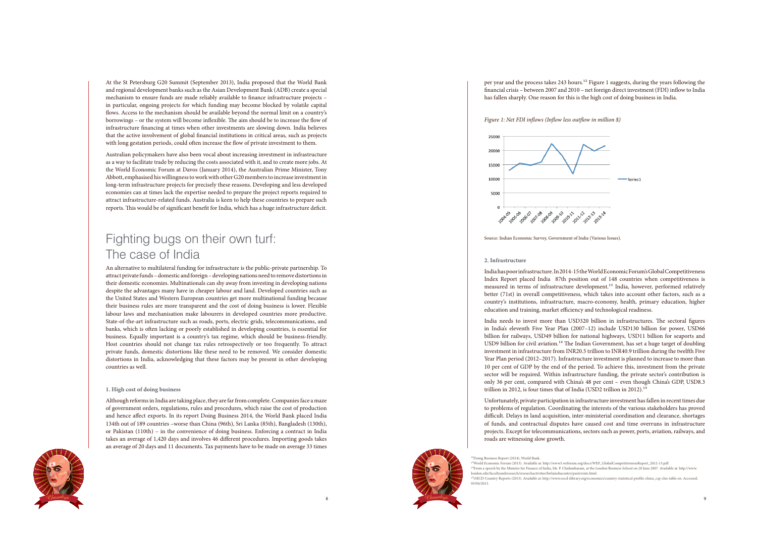At the St Petersburg G20 Summit (September 2013), India proposed that the World Bank and regional development banks such as the Asian Development Bank (ADB) create a special mechanism to ensure funds are made reliably available to finance infrastructure projects – in particular, ongoing projects for which funding may become blocked by volatile capital flows. Access to the mechanism should be available beyond the normal limit on a country's borrowings – or the system will become inflexible. The aim should be to increase the flow of infrastructure financing at times when other investments are slowing down. India believes that the active involvement of global financial institutions in critical areas, such as projects with long gestation periods, could often increase the flow of private investment to them.

Australian policymakers have also been vocal about increasing investment in infrastructure as a way to facilitate trade by reducing the costs associated with it, and to create more jobs. At the World Economic Forum at Davos (January 2014), the Australian Prime Minister, Tony Abbott, emphasised his willingness to work with other G20 members to increase investment in long-term infrastructure projects for precisely these reasons. Developing and less developed economies can at times lack the expertise needed to prepare the project reports required to attract infrastructure-related funds. Australia is keen to help these countries to prepare such reports. This would be of significant benefit for India, which has a huge infrastructure deficit.

# Fighting bugs on their own turf: The case of India

An alternative to multilateral funding for infrastructure is the public-private partnership. To attract private funds – domestic and foreign – developing nations need to remove distortions in their domestic economies. Multinationals can shy away from investing in developing nations despite the advantages many have in cheaper labour and land. Developed countries such as the United States and Western European countries get more multinational funding because their business rules are more transparent and the cost of doing business is lower. Flexible labour laws and mechanisation make labourers in developed countries more productive. State-of-the-art infrastructure such as roads, ports, electric grids, telecommunications, and banks, which is often lacking or poorly established in developing countries, is essential for business. Equally important is a country's tax regime, which should be business-friendly. Host countries should not change tax rules retrospectively or too frequently. To attract private funds, domestic distortions like these need to be removed. We consider domestic distortions in India, acknowledging that these factors may be present in other developing countries as well.

**1. High cost of doing business**

Although reforms in India are taking place, they are far from complete. Companies face a maze of government orders, regulations, rules and procedures, which raise the cost of production and hence affect exports. In its report Doing Business 2014, the World Bank placed India 134th out of 189 countries –worse than China (96th), Sri Lanka (85th), Bangladesh (130th), or Pakistan (110th) – in the convenience of doing business. Enforcing a contract in India takes an average of 1,420 days and involves 46 different procedures. Importing goods takes an average of 20 days and 11 documents. Tax payments have to be made on average 33 times per year and the process takes 243 hours.[12] Figure 1 suggests, during the years following the financial crisis – between 2007 and 2010 – net foreign direct investment (FDI) inflow to India has fallen sharply. One reason for this is the high cost of doing business in India.

*Figure 1: Net FDI inflows (Inflow less outflow in million $)*

Source: Indian Economic Survey, Government of India (Various Issues).

**2. Infrastructure**

India has poor infrastructure. In 2014-15 the World Economic Forum's Global Competitiveness Index Report placed India 87th position out of 148 countries when competitiveness is measured in terms of infrastructure development.[13] India, however, performed relatively better (71st) in overall competitiveness, which takes into account other factors, such as a country's institutions, infrastructure, macro-economy, health, primary education, higher education and training, market efficiency and technological readiness.

India needs to invest more than USD320 billion in infrastructures. The sectoral figures in India's eleventh Five Year Plan (2007–12) include USD130 billion for power, USD66 billion for railways, USD49 billion for national highways, USD11 billion for seaports and USD9 billion for civil aviation.[14] The Indian Government, has set a huge target of doubling investment in infrastructure from INR20.5 trillion to INR40.9 trillion during the twelfth Five Year Plan period (2012–2017). Infrastructure investment is planned to increase to more than 10 per cent of GDP by the end of the period. To achieve this, investment from the private sector will be required. Within infrastructure funding, the private sector's contribution is only 36 per cent, compared with China's 48 per cent – even though China's GDP, USD8.3 trillion in 2012, is four times that of India (USD2 trillion in 2012).[15]

Unfortunately, private participation in infrastructure investment has fallen in recent times due to problems of regulation. Coordinating the interests of the various stakeholders has proved difficult. Delays in land acquisition, inter-ministerial coordination and clearance, shortages of funds, and contractual disputes have caused cost and time overruns in infrastructure projects. Except for telecommunications, sectors such as power, ports, aviation, railways, and roads are witnessing slow growth.

[12] Doing Business Report (2014), World Bank.

[13] World Economic Forum (2013). Available at: http://www3.weforum.org/docs/WEF_GlobalCompetitivenessReport_2012-13.pdf

[14] From a speech by the Minister for Finance of India, Mr. P. Chidambaram, at the London Business School on 28 June 2007. Available at: http://www.london.edu/facultyandresearch/researchactivities/birlaindiacentre/pastevents.html

[15] OECD Country Reports (2013). Available at: http://www.oecd-ilibrary.org/economics/country-statistical-profile-china_csp-chn-table-en. Accessed, 03/04/2013.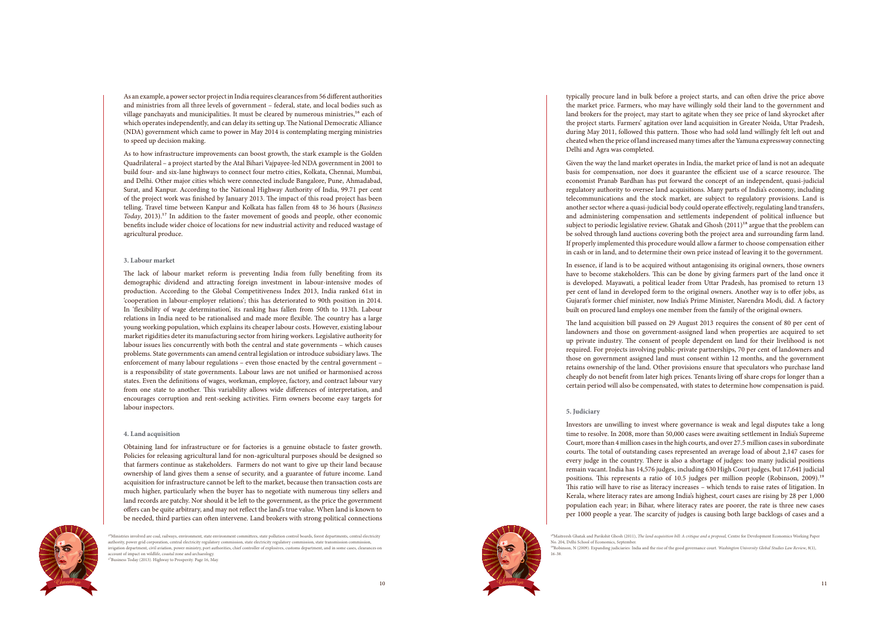As an example, a power sector project in India requires clearances from 56 different authorities and ministries from all three levels of government – federal, state, and local bodies such as village panchayats and municipalities. It must be cleared by numerous ministries,[16] each of which operates independently, and can delay its setting up. The National Democratic Alliance (NDA) government which came to power in May 2014 is contemplating merging ministries to speed up decision making.

As to how infrastructure improvements can boost growth, the stark example is the Golden Quadrilateral – a project started by the Atal Bihari Vajpayee-led NDA government in 2001 to build four- and six-lane highways to connect four metro cities, Kolkata, Chennai, Mumbai, and Delhi. Other major cities which were connected include Bangalore, Pune, Ahmadabad, Surat, and Kanpur. According to the National Highway Authority of India, 99.71 per cent of the project work was finished by January 2013. The impact of this road project has been telling. Travel time between Kanpur and Kolkata has fallen from 48 to 36 hours (*Business Today*, 2013).[17] In addition to the faster movement of goods and people, other economic benefits include wider choice of locations for new industrial activity and reduced wastage of agricultural produce.

### 3. Labour market

The lack of labour market reform is preventing India from fully benefiting from its demographic dividend and attracting foreign investment in labour-intensive modes of production. According to the Global Competitiveness Index 2013, India ranked 61st in 'cooperation in labour-employer relations'; this has deteriorated to 90th position in 2014. In 'flexibility of wage determination', its ranking has fallen from 50th to 113th. Labour relations in India need to be rationalised and made more flexible. The country has a large young working population, which explains its cheaper labour costs. However, existing labour market rigidities deter its manufacturing sector from hiring workers. Legislative authority for labour issues lies concurrently with both the central and state governments – which causes problems. State governments can amend central legislation or introduce subsidiary laws. The enforcement of many labour regulations – even those enacted by the central government – is a responsibility of state governments. Labour laws are not unified or harmonised across states. Even the definitions of wages, workman, employee, factory, and contract labour vary from one state to another. This variability allows wide differences of interpretation, and encourages corruption and rent-seeking activities. Firm owners become easy targets for labour inspectors.

### 4. Land acquisition

Obtaining land for infrastructure or for factories is a genuine obstacle to faster growth. Policies for releasing agricultural land for non-agricultural purposes should be designed so that farmers continue as stakeholders. Farmers do not want to give up their land because ownership of land gives them a sense of security, and a guarantee of future income. Land acquisition for infrastructure cannot be left to the market, because then transaction costs are much higher, particularly when the buyer has to negotiate with numerous tiny sellers and land records are patchy. Nor should it be left to the government, as the price the government offers can be quite arbitrary, and may not reflect the land's true value. When land is known to be needed, third parties can often intervene. Land brokers with strong political connections typically procure land in bulk before a project starts, and can often drive the price above the market price. Farmers, who may have willingly sold their land to the government and land brokers for the project, may start to agitate when they see price of land skyrocket after the project starts. Farmers' agitation over land acquisition in Greater Noida, Uttar Pradesh, during May 2011, followed this pattern. Those who had sold land willingly felt left out and cheated when the price of land increased many times after the Yamuna expressway connecting Delhi and Agra was completed.

Given the way the land market operates in India, the market price of land is not an adequate basis for compensation, nor does it guarantee the efficient use of a scarce resource. The economist Pranab Bardhan has put forward the concept of an independent, quasi-judicial regulatory authority to oversee land acquisitions. Many parts of India's economy, including telecommunications and the stock market, are subject to regulatory provisions. Land is another sector where a quasi-judicial body could operate effectively, regulating land transfers, and administering compensation and settlements independent of political influence but subject to periodic legislative review. Ghatak and Ghosh (2011)[18] argue that the problem can be solved through land auctions covering both the project area and surrounding farm land. If properly implemented this procedure would allow a farmer to choose compensation either in cash or in land, and to determine their own price instead of leaving it to the government.

In essence, if land is to be acquired without antagonising its original owners, those owners have to become stakeholders. This can be done by giving farmers part of the land once it is developed. Mayawati, a political leader from Uttar Pradesh, has promised to return 13 per cent of land in developed form to the original owners. Another way is to offer jobs, as Gujarat's former chief minister, now India's Prime Minister, Narendra Modi, did. A factory built on procured land employs one member from the family of the original owners.

The land acquisition bill passed on 29 August 2013 requires the consent of 80 per cent of landowners and those on government-assigned land when properties are acquired to set up private industry. The consent of people dependent on land for their livelihood is not required. For projects involving public-private partnerships, 70 per cent of landowners and those on government assigned land must consent within 12 months, and the government retains ownership of the land. Other provisions ensure that speculators who purchase land cheaply do not benefit from later high prices. Tenants living off share crops for longer than a certain period will also be compensated, with states to determine how compensation is paid.

### 5. Judiciary

Investors are unwilling to invest where governance is weak and legal disputes take a long time to resolve. In 2008, more than 50,000 cases were awaiting settlement in India's Supreme Court, more than 4 million cases in the high courts, and over 27.5 million cases in subordinate courts. The total of outstanding cases represented an average load of about 2,147 cases for every judge in the country. There is also a shortage of judges: too many judicial positions remain vacant. India has 14,576 judges, including 630 High Court judges, but 17,641 judicial positions. This represents a ratio of 10.5 judges per million people (Robinson, 2009).[19] This ratio will have to rise as literacy increases – which tends to raise rates of litigation. In Kerala, where literacy rates are among India's highest, court cases are rising by 28 per 1,000 population each year; in Bihar, where literacy rates are poorer, the rate is three new cases per 1000 people a year. The scarcity of judges is causing both large backlogs of cases and a

---

[16] Ministries involved are coal, railways, environment, state environment committees, state pollution control boards, forest departments, central electricity authority, power grid corporation, central electricity regulatory commission, state electricity regulatory commission, state transmission commission, irrigation department, civil aviation, power ministry, port authorities, chief controller of explosives, customs department, and in some cases, clearances on account of impact on wildlife, coastal zone and archaeology.

[17] Business Today (2013). Highway to Prosperity. Page 16, May.

[18] Maitreesh Ghatak and Parikshit Ghosh (2011), *The land acquisition bill: A critique and a proposal*, Centre for Development Economics Working Paper No. 204, Delhi School of Economics, September.

[19] Robinson, N (2009). Expanding judiciaries: India and the rise of the good governance court. *Washington University Global Studies Law Review*, 8(1), 16-38.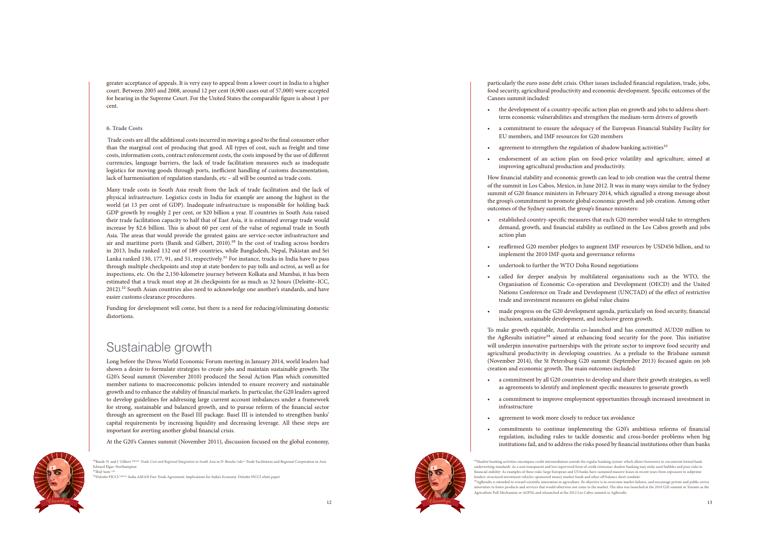greater acceptance of appeals. It is very easy to appeal from a lower court in India to a higher court. Between 2005 and 2008, around 12 per cent (6,900 cases out of 57,000) were accepted for hearing in the Supreme Court. For the United States the comparable figure is about 1 per cent.

### 6. Trade Costs

Trade costs are all the additional costs incurred in moving a good to the final consumer other than the marginal cost of producing that good. All types of cost, such as freight and time costs, information costs, contract enforcement costs, the costs imposed by the use of different currencies, language barriers, the lack of trade facilitation measures such as inadequate logistics for moving goods through ports, inefficient handling of customs documentation, lack of harmonisation of regulation standards, etc – all will be counted as trade costs.

Many trade costs in South Asia result from the lack of trade facilitation and the lack of physical infrastructure. Logistics costs in India for example are among the highest in the world (at 13 per cent of GDP). Inadequate infrastructure is responsible for holding back GDP growth by roughly 2 per cent, or $20 billion a year. If countries in South Asia raised their trade facilitation capacity to half that of East Asia, it is estimated average trade would increase by $2.6 billion. This is about 60 per cent of the value of regional trade in South Asia. The areas that would provide the greatest gains are service-sector infrastructure and air and maritime ports (Banik and Gilbert, 2010).[20] In the cost of trading across borders in 2013, India ranked 132 out of 189 countries, while Bangladesh, Nepal, Pakistan and Sri Lanka ranked 130, 177, 91, and 51, respectively.[21] For instance, trucks in India have to pass through multiple checkpoints and stop at state borders to pay tolls and octroi, as well as for inspections, etc. On the 2,150-kilometre journey between Kolkata and Mumbai, it has been estimated that a truck must stop at 26 checkpoints for as much as 32 hours (Deloitte–ICC, 2012).[22] South Asian countries also need to acknowledge one another's standards, and have easier customs clearance procedures.

Funding for development will come, but there is a need for reducing/eliminating domestic distortions.

## Sustainable growth

Long before the Davos World Economic Forum meeting in January 2014, world leaders had shown a desire to formulate strategies to create jobs and maintain sustainable growth. The G20's Seoul summit (November 2010) produced the Seoul Action Plan which committed member nations to macroeconomic policies intended to ensure recovery and sustainable growth and to enhance the stability of financial markets. In particular, the G20 leaders agreed to develop guidelines for addressing large current account imbalances under a framework for strong, sustainable and balanced growth, and to pursue reform of the financial sector through an agreement on the Basel III package. Basel III is intended to strengthen banks' capital requirements by increasing liquidity and decreasing leverage. All these steps are important for averting another global financial crisis.

At the G20's Cannes summit (November 2011), discussion focused on the global economy, particularly the euro zone debt crisis. Other issues included financial regulation, trade, jobs, food security, agricultural productivity and economic development. Specific outcomes of the Cannes summit included:

- the development of a country-specific action plan on growth and jobs to address short-term economic vulnerabilities and strengthen the medium-term drivers of growth
- a commitment to ensure the adequacy of the European Financial Stability Facility for EU members, and IMF resources for G20 members
- agreement to strengthen the regulation of shadow banking activities[23]
- endorsement of an action plan on food-price volatility and agriculture, aimed at improving agricultural production and productivity.

How financial stability and economic growth can lead to job creation was the central theme of the summit in Los Cabos, Mexico, in June 2012. It was in many ways similar to the Sydney summit of G20 finance ministers in February 2014, which signalled a strong message about the group's commitment to promote global economic growth and job creation. Among other outcomes of the Sydney summit, the group's finance ministers:

- established country-specific measures that each G20 member would take to strengthen demand, growth, and financial stability as outlined in the Los Cabos growth and jobs action plan
- reaffirmed G20 member pledges to augment IMF resources by USD456 billion, and to implement the 2010 IMF quota and governance reforms
- undertook to further the WTO Doha Round negotiations
- called for deeper analysis by multilateral organisations such as the WTO, the Organisation of Economic Co-operation and Development (OECD) and the United Nations Conference on Trade and Development (UNCTAD) of the effect of restrictive trade and investment measures on global value chains
- made progress on the G20 development agenda, particularly on food security, financial inclusion, sustainable development, and inclusive green growth.

To make growth equitable, Australia co-launched and has committed AUD20 million to the AgResults initiative[24] aimed at enhancing food security for the poor. This initiative will underpin innovative partnerships with the private sector to improve food security and agricultural productivity in developing countries. As a prelude to the Brisbane summit (November 2014), the St Petersburg G20 summit (September 2013) focused again on job creation and economic growth. The main outcomes included:

- a commitment by all G20 countries to develop and share their growth strategies, as well as agreements to identify and implement specific measures to generate growth
- a commitment to improve employment opportunities through increased investment in infrastructure
- agreement to work more closely to reduce tax avoidance
- commitments to continue implementing the G20's ambitious reforms of financial regulation, including rules to tackle domestic and cross-border problems when big institutions fail, and to address the risks posed by financial institutions other than banks

---

[20] Banik N. and J. Gilbert (2010). *Trade Cost and Regional Integration in South Asia* in D. Brooks (eds.). Trade Facilitation and Regional Cooperation in Asia. Edward Elgar: Northampton.

[21] Ibid (note 13).

[22] Deloitte-FICCI (2011). India ASEAN Free Trade Agreement: Implications for India's Economy. Deloitte-FICCI white paper.

[23] Shadow banking activities encompass credit intermediation outside the regular banking system, which allows borrowers to circumvent formal bank underwriting standards. As a non-transparent and less-supervised form of credit extension, shadow banking may stoke asset bubbles and pose risks to financial stability. As examples of these risks, large European and US banks have sustained massive losses in recent years from exposures to subprime lenders, structured investment vehicles, sponsored money market funds and other off-balance sheet conduits.

[24] AgResults is intended to reward scientific innovation in agriculture. Its objective is to overcome market failures, and encourage private and public sector innovators to foster products and services that would otherwise not come to the market. The idea was launched at the 2010 G20 summit in Toronto as the Agriculture Pull Mechanism or AGPM, and relaunched at the 2012 Los Cabos summit as AgResults.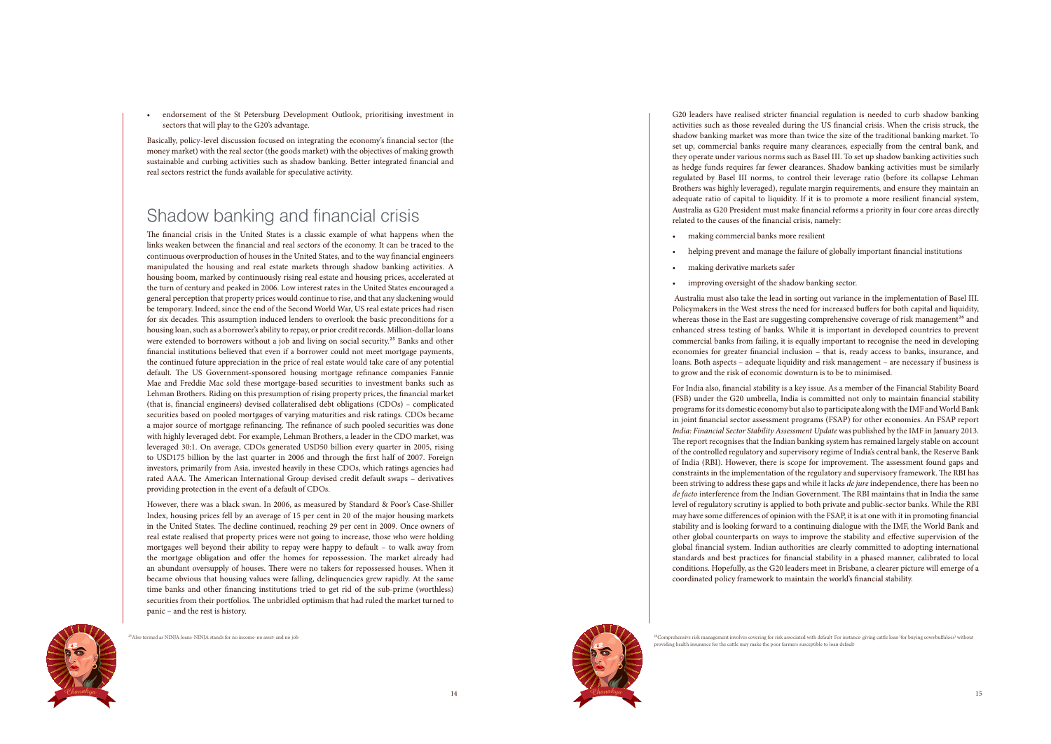- endorsement of the St Petersburg Development Outlook, prioritising investment in sectors that will play to the G20's advantage.

Basically, policy-level discussion focused on integrating the economy's financial sector (the money market) with the real sector (the goods market) with the objectives of making growth sustainable and curbing activities such as shadow banking. Better integrated financial and real sectors restrict the funds available for speculative activity.

## Shadow banking and financial crisis

The financial crisis in the United States is a classic example of what happens when the links weaken between the financial and real sectors of the economy. It can be traced to the continuous overproduction of houses in the United States, and to the way financial engineers manipulated the housing and real estate markets through shadow banking activities. A housing boom, marked by continuously rising real estate and housing prices, accelerated at the turn of century and peaked in 2006. Low interest rates in the United States encouraged a general perception that property prices would continue to rise, and that any slackening would be temporary. Indeed, since the end of the Second World War, US real estate prices had risen for six decades. This assumption induced lenders to overlook the basic preconditions for a housing loan, such as a borrower's ability to repay, or prior credit records. Million-dollar loans were extended to borrowers without a job and living on social security.[25] Banks and other financial institutions believed that even if a borrower could not meet mortgage payments, the continued future appreciation in the price of real estate would take care of any potential default. The US Government-sponsored housing mortgage refinance companies Fannie Mae and Freddie Mac sold these mortgage-based securities to investment banks such as Lehman Brothers. Riding on this presumption of rising property prices, the financial market (that is, financial engineers) devised collateralised debt obligations (CDOs) – complicated securities based on pooled mortgages of varying maturities and risk ratings. CDOs became a major source of mortgage refinancing. The refinance of such pooled securities was done with highly leveraged debt. For example, Lehman Brothers, a leader in the CDO market, was leveraged 30:1. On average, CDOs generated USD50 billion every quarter in 2005, rising to USD175 billion by the last quarter in 2006 and through the first half of 2007. Foreign investors, primarily from Asia, invested heavily in these CDOs, which ratings agencies had rated AAA. The American International Group devised credit default swaps – derivatives providing protection in the event of a default of CDOs.

However, there was a black swan. In 2006, as measured by Standard & Poor's Case-Shiller Index, housing prices fell by an average of 15 per cent in 20 of the major housing markets in the United States. The decline continued, reaching 29 per cent in 2009. Once owners of real estate realised that property prices were not going to increase, those who were holding mortgages well beyond their ability to repay were happy to default – to walk away from the mortgage obligation and offer the homes for repossession. The market already had an abundant oversupply of houses. There were no takers for repossessed houses. When it became obvious that housing values were falling, delinquencies grew rapidly. At the same time banks and other financing institutions tried to get rid of the sub-prime (worthless) securities from their portfolios. The unbridled optimism that had ruled the market turned to panic – and the rest is history.

[25] Also termed as NINJA loans. NINJA stands for no income, no asset, and no job.

G20 leaders have realised stricter financial regulation is needed to curb shadow banking activities such as those revealed during the US financial crisis. When the crisis struck, the shadow banking market was more than twice the size of the traditional banking market. To set up, commercial banks require many clearances, especially from the central bank, and they operate under various norms such as Basel III. To set up shadow banking activities such as hedge funds requires far fewer clearances. Shadow banking activities must be similarly regulated by Basel III norms, to control their leverage ratio (before its collapse Lehman Brothers was highly leveraged), regulate margin requirements, and ensure they maintain an adequate ratio of capital to liquidity. If it is to promote a more resilient financial system, Australia as G20 President must make financial reforms a priority in four core areas directly related to the causes of the financial crisis, namely:

- making commercial banks more resilient
- helping prevent and manage the failure of globally important financial institutions
- making derivative markets safer
- improving oversight of the shadow banking sector.

Australia must also take the lead in sorting out variance in the implementation of Basel III. Policymakers in the West stress the need for increased buffers for both capital and liquidity, whereas those in the East are suggesting comprehensive coverage of risk management[26] and enhanced stress testing of banks. While it is important in developed countries to prevent commercial banks from failing, it is equally important to recognise the need in developing economies for greater financial inclusion – that is, ready access to banks, insurance, and loans. Both aspects – adequate liquidity and risk management – are necessary if business is to grow and the risk of economic downturn is to be minimised.

For India also, financial stability is a key issue. As a member of the Financial Stability Board (FSB) under the G20 umbrella, India is committed not only to maintain financial stability programs for its domestic economy but also to participate along with the IMF and World Bank in joint financial sector assessment programs (FSAP) for other economies. An FSAP report *India: Financial Sector Stability Assessment Update* was published by the IMF in January 2013. The report recognises that the Indian banking system has remained largely stable on account of the controlled regulatory and supervisory regime of India's central bank, the Reserve Bank of India (RBI). However, there is scope for improvement. The assessment found gaps and constraints in the implementation of the regulatory and supervisory framework. The RBI has been striving to address these gaps and while it lacks *de jure* independence, there has been no *de facto* interference from the Indian Government. The RBI maintains that in India the same level of regulatory scrutiny is applied to both private and public-sector banks. While the RBI may have some differences of opinion with the FSAP, it is at one with it in promoting financial stability and is looking forward to a continuing dialogue with the IMF, the World Bank and other global counterparts on ways to improve the stability and effective supervision of the global financial system. Indian authorities are clearly committed to adopting international standards and best practices for financial stability in a phased manner, calibrated to local conditions. Hopefully, as the G20 leaders meet in Brisbane, a clearer picture will emerge of a coordinated policy framework to maintain the world's financial stability.

[26] Comprehensive risk management involves covering for risk associated with default. For instance, giving cattle loan (for buying cows/buffaloes) without providing health insurance for the cattle may make the poor farmers susceptible to loan default.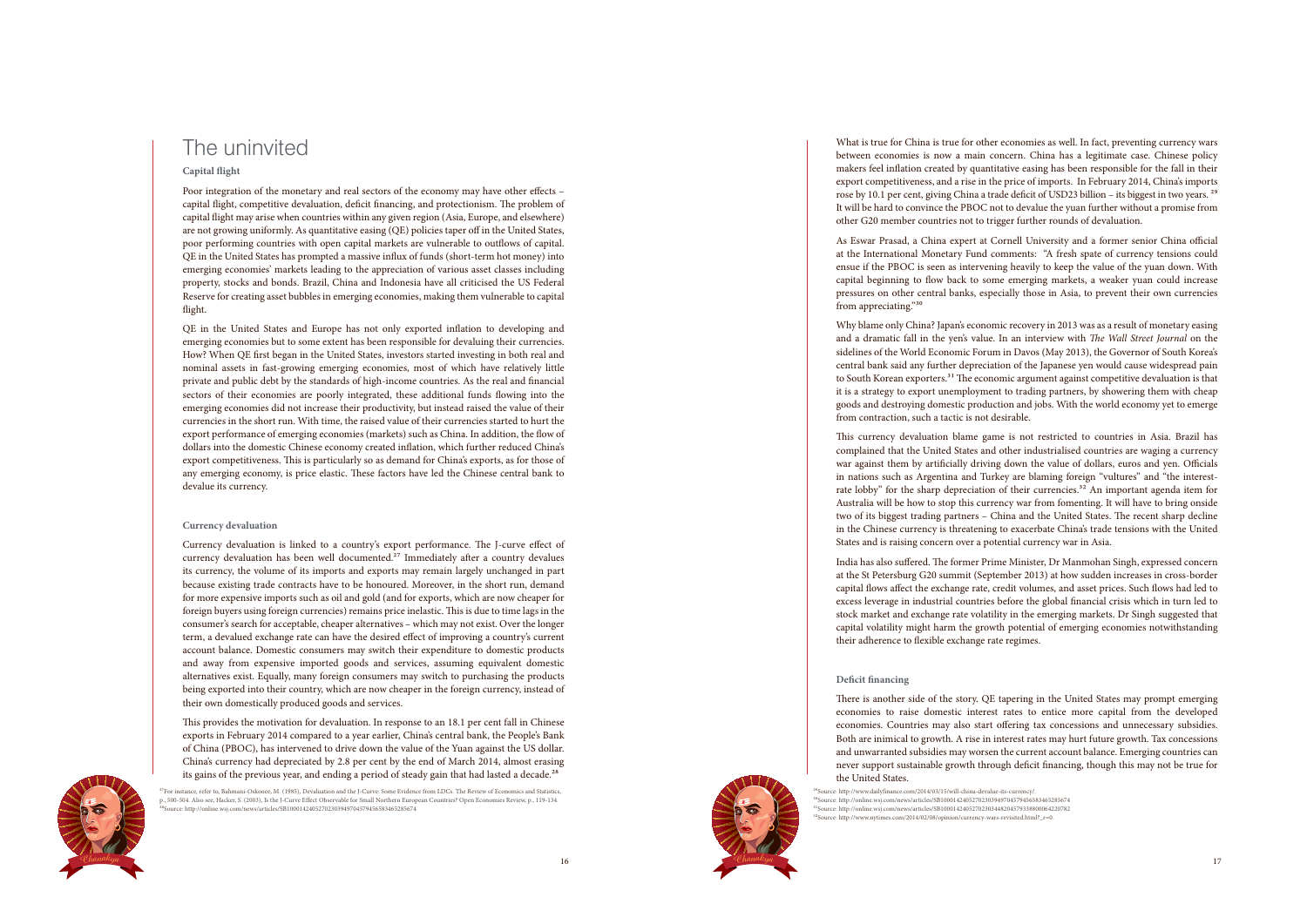# The uninvited

### Capital flight

Poor integration of the monetary and real sectors of the economy may have other effects – capital flight, competitive devaluation, deficit financing, and protectionism. The problem of capital flight may arise when countries within any given region (Asia, Europe, and elsewhere) are not growing uniformly. As quantitative easing (QE) policies taper off in the United States, poor performing countries with open capital markets are vulnerable to outflows of capital. QE in the United States has prompted a massive influx of funds (short-term hot money) into emerging economies' markets leading to the appreciation of various asset classes including property, stocks and bonds. Brazil, China and Indonesia have all criticised the US Federal Reserve for creating asset bubbles in emerging economies, making them vulnerable to capital flight.

QE in the United States and Europe has not only exported inflation to developing and emerging economies but to some extent has been responsible for devaluing their currencies. How? When QE first began in the United States, investors started investing in both real and nominal assets in fast-growing emerging economies, most of which have relatively little private and public debt by the standards of high-income countries. As the real and financial sectors of their economies are poorly integrated, these additional funds flowing into the emerging economies did not increase their productivity, but instead raised the value of their currencies in the short run. With time, the raised value of their currencies started to hurt the export performance of emerging economies (markets) such as China. In addition, the flow of dollars into the domestic Chinese economy created inflation, which further reduced China's export competitiveness. This is particularly so as demand for China's exports, as for those of any emerging economy, is price elastic. These factors have led the Chinese central bank to devalue its currency.

### Currency devaluation

Currency devaluation is linked to a country's export performance. The J-curve effect of currency devaluation has been well documented.[27] Immediately after a country devalues its currency, the volume of its imports and exports may remain largely unchanged in part because existing trade contracts have to be honoured. Moreover, in the short run, demand for more expensive imports such as oil and gold (and for exports, which are now cheaper for foreign buyers using foreign currencies) remains price inelastic. This is due to time lags in the consumer's search for acceptable, cheaper alternatives – which may not exist. Over the longer term, a devalued exchange rate can have the desired effect of improving a country's current account balance. Domestic consumers may switch their expenditure to domestic products and away from expensive imported goods and services, assuming equivalent domestic alternatives exist. Equally, many foreign consumers may switch to purchasing the products being exported into their country, which are now cheaper in the foreign currency, instead of their own domestically produced goods and services.

This provides the motivation for devaluation. In response to an 18.1 per cent fall in Chinese exports in February 2014 compared to a year earlier, China's central bank, the People's Bank of China (PBOC), has intervened to drive down the value of the Yuan against the US dollar. China's currency had depreciated by 2.8 per cent by the end of March 2014, almost erasing its gains of the previous year, and ending a period of steady gain that had lasted a decade.[28]

What is true for China is true for other economies as well. In fact, preventing currency wars between economies is now a main concern. China has a legitimate case. Chinese policy makers feel inflation created by quantitative easing has been responsible for the fall in their export competitiveness, and a rise in the price of imports. In February 2014, China's imports rose by 10.1 per cent, giving China a trade deficit of USD23 billion – its biggest in two years.[29] It will be hard to convince the PBOC not to devalue the yuan further without a promise from other G20 member countries not to trigger further rounds of devaluation.

As Eswar Prasad, a China expert at Cornell University and a former senior China official at the International Monetary Fund comments: "A fresh spate of currency tensions could ensue if the PBOC is seen as intervening heavily to keep the value of the yuan down. With capital beginning to flow back to some emerging markets, a weaker yuan could increase pressures on other central banks, especially those in Asia, to prevent their own currencies from appreciating."[30]

Why blame only China? Japan's economic recovery in 2013 was as a result of monetary easing and a dramatic fall in the yen's value. In an interview with *The Wall Street Journal* on the sidelines of the World Economic Forum in Davos (May 2013), the Governor of South Korea's central bank said any further depreciation of the Japanese yen would cause widespread pain to South Korean exporters.[31] The economic argument against competitive devaluation is that it is a strategy to export unemployment to trading partners, by showering them with cheap goods and destroying domestic production and jobs. With the world economy yet to emerge from contraction, such a tactic is not desirable.

This currency devaluation blame game is not restricted to countries in Asia. Brazil has complained that the United States and other industrialised countries are waging a currency war against them by artificially driving down the value of dollars, euros and yen. Officials in nations such as Argentina and Turkey are blaming foreign "vultures" and "the interest-rate lobby" for the sharp depreciation of their currencies.[32] An important agenda item for Australia will be how to stop this currency war from fomenting. It will have to bring onside two of its biggest trading partners – China and the United States. The recent sharp decline in the Chinese currency is threatening to exacerbate China's trade tensions with the United States and is raising concern over a potential currency war in Asia.

India has also suffered. The former Prime Minister, Dr Manmohan Singh, expressed concern at the St Petersburg G20 summit (September 2013) at how sudden increases in cross-border capital flows affect the exchange rate, credit volumes, and asset prices. Such flows had led to excess leverage in industrial countries before the global financial crisis which in turn led to stock market and exchange rate volatility in the emerging markets. Dr Singh suggested that capital volatility might harm the growth potential of emerging economies notwithstanding their adherence to flexible exchange rate regimes.

### Deficit financing

There is another side of the story. QE tapering in the United States may prompt emerging economies to raise domestic interest rates to entice more capital from the developed economies. Countries may also start offering tax concessions and unnecessary subsidies. Both are inimical to growth. A rise in interest rates may hurt future growth. Tax concessions and unwarranted subsidies may worsen the current account balance. Emerging countries can never support sustainable growth through deficit financing, though this may not be true for the United States.

[27] For instance, refer to, Bahmani-Oskooee, M. (1985), Devaluation and the J-Curve: Some Evidence from LDCs. The Review of Economics and Statistics, p., 500-504. Also see, Hacker, S. (2003), Is the J-Curve Effect Observable for Small Northern European Countries? Open Economies Review, p., 119-134.

[28] Source: http://online.wsj.com/news/articles/SB10001424052702303949704579456583465285674

[29] Source: http://www.dailyfinance.com/2014/03/15/will-china-devalue-its-currency/

[30] Source: http://online.wsj.com/news/articles/SB10001424052702303949704579456583465285674

[31] Source: http://online.wsj.com/news/articles/SB10001424052702303448204579338800064220782

[32] Source: http://www.nytimes.com/2014/02/08/opinion/currency-wars-revisited.html?_r=0.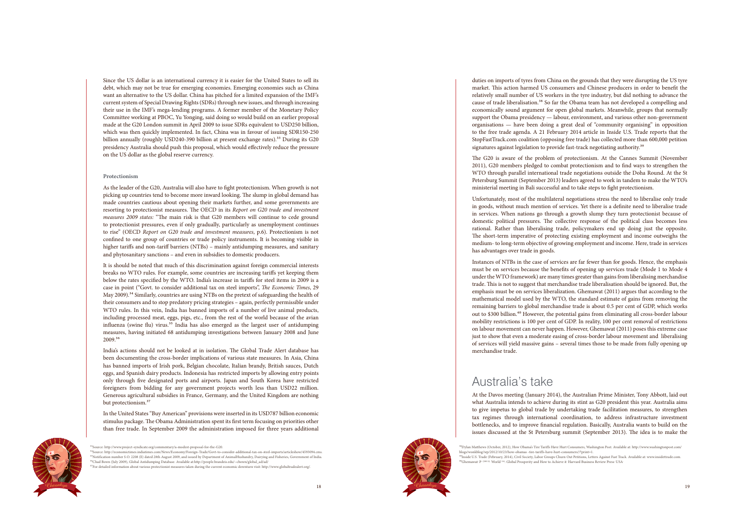Since the US dollar is an international currency it is easier for the United States to sell its debt, which may not be true for emerging economies. Emerging economies such as China want an alternative to the US dollar. China has pitched for a limited expansion of the IMF's current system of Special Drawing Rights (SDRs) through new issues, and through increasing their use in the IMF's mega-lending programs. A former member of the Monetary Policy Committee working at PBOC, Yu Yongding, said doing so would build on an earlier proposal made at the G20 London summit in April 2009 to issue SDRs equivalent to USD250 billion, which was then quickly implemented. In fact, China was in favour of issuing SDR150-250 billion annually (roughly USD240-390 billion at present exchange rates).[33] During its G20 presidency Australia should push this proposal, which would effectively reduce the pressure on the US dollar as the global reserve currency.

### Protectionism

As the leader of the G20, Australia will also have to fight protectionism. When growth is not picking up countries tend to become more inward looking. The slump in global demand has made countries cautious about opening their markets further, and some governments are resorting to protectionist measures. The OECD in its *Report on G20 trade and investment measures 2009 states:* "The main risk is that G20 members will continue to cede ground to protectionist pressures, even if only gradually, particularly as unemployment continues to rise" (OECD *Report on G20 trade and investment measures*, p.6). Protectionism is not confined to one group of countries or trade policy instruments. It is becoming visible in higher tariffs and non-tariff barriers (NTBs) – mainly antidumping measures, and sanitary and phytosanitary sanctions – and even in subsidies to domestic producers.

It is should be noted that much of this discrimination against foreign commercial interests breaks no WTO rules. For example, some countries are increasing tariffs yet keeping them below the rates specified by the WTO. India's increase in tariffs for steel items in 2009 is a case in point ("Govt. to consider additional tax on steel imports", *The Economic Times*, 29 May 2009).[34] Similarly, countries are using NTBs on the pretext of safeguarding the health of their consumers and to stop predatory pricing strategies – again, perfectly permissible under WTO rules. In this vein, India has banned imports of a number of live animal products, including processed meat, eggs, pigs, etc., from the rest of the world because of the avian influenza (swine flu) virus.[35] India has also emerged as the largest user of antidumping measures, having initiated 68 antidumping investigations between January 2008 and June 2009.[36]

India's actions should not be looked at in isolation. The Global Trade Alert database has been documenting the cross-border implications of various state measures. In Asia, China has banned imports of Irish pork, Belgian chocolate, Italian brandy, British sauces, Dutch eggs, and Spanish dairy products. Indonesia has restricted imports by allowing entry points only through five designated ports and airports. Japan and South Korea have restricted foreigners from bidding for any government projects worth less than USD22 million. Generous agricultural subsidies in France, Germany, and the United Kingdom are nothing but protectionism.[37]

In the United States "Buy American" provisions were inserted in its USD787 billion economic stimulus package. The Obama Administration spent its first term focusing on priorities other than free trade. In September 2009 the administration imposed for three years additional duties on imports of tyres from China on the grounds that they were disrupting the US tyre market. This action harmed US consumers and Chinese producers in order to benefit the relatively small number of US workers in the tyre industry, but did nothing to advance the cause of trade liberalisation.[38] So far the Obama team has not developed a compelling and economically sound argument for open global markets. Meanwhile, groups that normally support the Obama presidency — labour, environment, and various other non-government organisations — have been doing a great deal of "community organising" in opposition to the free trade agenda. A 21 February 2014 article in Inside U.S. Trade reports that the StopFastTrack.com coalition (opposing free trade) has collected more than 600,000 petition signatures against legislation to provide fast-track negotiating authority.[39]

The G20 is aware of the problem of protectionism. At the Cannes Summit (November 2011), G20 members pledged to combat protectionism and to find ways to strengthen the WTO through parallel international trade negotiations outside the Doha Round. At the St Petersburg Summit (September 2013) leaders agreed to work in tandem to make the WTO's ministerial meeting in Bali successful and to take steps to fight protectionism.

Unfortunately, most of the multilateral negotiations stress the need to liberalise only trade in goods, without much mention of services. Yet there is a definite need to liberalise trade in services. When nations go through a growth slump they turn protectionist because of domestic political pressures. The collective response of the political class becomes less rational. Rather than liberalising trade, policymakers end up doing just the opposite. The short-term imperative of protecting existing employment and income outweighs the medium- to long-term objective of growing employment and income. Here, trade in services has advantages over trade in goods.

Instances of NTBs in the case of services are far fewer than for goods. Hence, the emphasis must be on services because the benefits of opening up services trade (Mode 1 to Mode 4 under the WTO framework) are many times greater than gains from liberalising merchandise trade. This is not to suggest that merchandise trade liberalisation should be ignored. But, the emphasis must be on services liberalization. Ghemawat (2011) argues that according to the mathematical model used by the WTO, the standard estimate of gains from removing the remaining barriers to global merchandise trade is about 0.5 per cent of GDP, which works out to $300 billion.[40] However, the potential gains from eliminating all cross-border labour mobility restrictions is 100 per cent of GDP. In reality, 100 per cent removal of restrictions on labour movement can never happen. However, Ghemawat (2011) poses this extreme case just to show that even a moderate easing of cross-border labour movement and liberalising of services will yield massive gains – several times those to be made from fully opening up merchandise trade.

## Australia's take

At the Davos meeting (January 2014), the Australian Prime Minister, Tony Abbott, laid out what Australia intends to achieve during its stint as G20 president this year. Australia aims to give impetus to global trade by undertaking trade facilitation measures, to strengthen tax regimes through international coordination, to address infrastructure investment bottlenecks, and to improve financial regulation. Basically, Australia wants to build on the issues discussed at the St Petersburg summit (September 2013). The idea is to make the

---

[33] Source: http://www.project-syndicate.org/commentary/a-modest-proposal-for-the-G20.

[34] Source: http://economictimes.indiatimes.com/News/Economy/Foreign-Trade/Govt-to-consider-additional-tax-on-steel-imports/articleshow/4593094.cms.

[35] Notification number S.O. 2208 (E) dated 28th August 2009, and issued by Department of AnimalHusbandry, Dairying and Fisheries, Government of India.

[36] Chad Bown (July 2009), Global Antidumping Database. Available at:http://people.brandeis.edu/~cbown/global_ad/ad/

[37] For detailed information about various protectionist measures taken during the current economic downturn visit: http://www.globaltradealert.org/.

[38] Dylan Matthews (October, 2012), How Obama's Tire Tariffs Have Hurt Consumers, Washington Post. Available at: http://www.washingtonpost.com/blogs/wonkblog/wp/2012/10/23/how-obamas -tire-tariffs-have-hurt-consumers//?print=1.

[39] Inside U.S. Trade (February, 2014), Civil Society, Labor Groups Churn Out Petitions, Letters Against Fast Track. Available at: www.insidetrade.com.

[40] Ghemawat, P. (2011), World 3.0: Global Prosperity and How to Achieve it. Harvard Business Review Press, USA.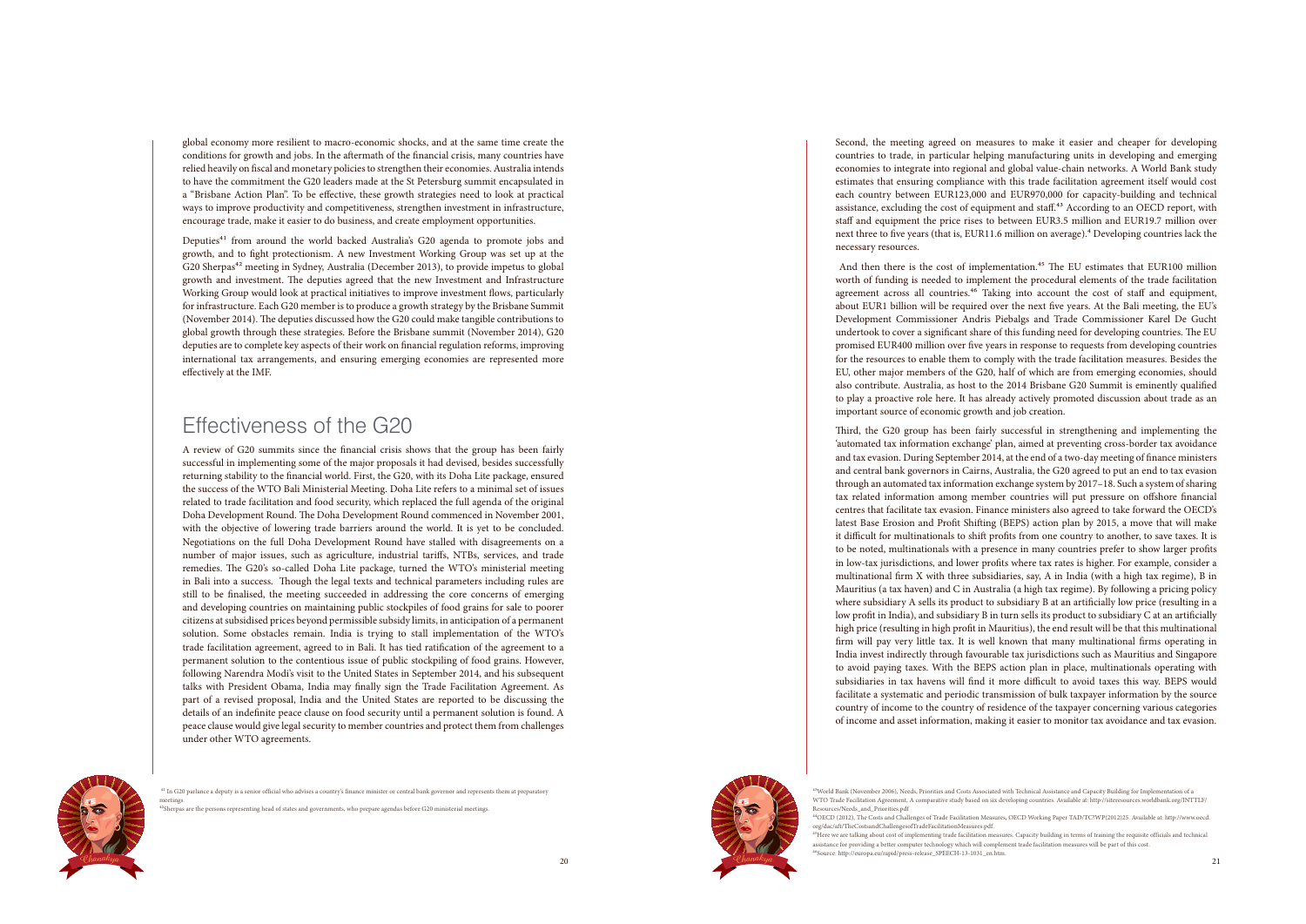global economy more resilient to macro-economic shocks, and at the same time create the conditions for growth and jobs. In the aftermath of the financial crisis, many countries have relied heavily on fiscal and monetary policies to strengthen their economies. Australia intends to have the commitment the G20 leaders made at the St Petersburg summit encapsulated in a "Brisbane Action Plan". To be effective, these growth strategies need to look at practical ways to improve productivity and competitiveness, strengthen investment in infrastructure, encourage trade, make it easier to do business, and create employment opportunities.

Deputies[41] from around the world backed Australia's G20 agenda to promote jobs and growth, and to fight protectionism. A new Investment Working Group was set up at the G20 Sherpas[42] meeting in Sydney, Australia (December 2013), to provide impetus to global growth and investment. The deputies agreed that the new Investment and Infrastructure Working Group would look at practical initiatives to improve investment flows, particularly for infrastructure. Each G20 member is to produce a growth strategy by the Brisbane Summit (November 2014). The deputies discussed how the G20 could make tangible contributions to global growth through these strategies. Before the Brisbane summit (November 2014), G20 deputies are to complete key aspects of their work on financial regulation reforms, improving international tax arrangements, and ensuring emerging economies are represented more effectively at the IMF.

## Effectiveness of the G20

A review of G20 summits since the financial crisis shows that the group has been fairly successful in implementing some of the major proposals it had devised, besides successfully returning stability to the financial world. First, the G20, with its Doha Lite package, ensured the success of the WTO Bali Ministerial Meeting. Doha Lite refers to a minimal set of issues related to trade facilitation and food security, which replaced the full agenda of the original Doha Development Round. The Doha Development Round commenced in November 2001, with the objective of lowering trade barriers around the world. It is yet to be concluded. Negotiations on the full Doha Development Round have stalled with disagreements on a number of major issues, such as agriculture, industrial tariffs, NTBs, services, and trade remedies. The G20's so-called Doha Lite package, turned the WTO's ministerial meeting in Bali into a success. Though the legal texts and technical parameters including rules are still to be finalised, the meeting succeeded in addressing the core concerns of emerging and developing countries on maintaining public stockpiles of food grains for sale to poorer citizens at subsidised prices beyond permissible subsidy limits, in anticipation of a permanent solution. Some obstacles remain. India is trying to stall implementation of the WTO's trade facilitation agreement, agreed to in Bali. It has tied ratification of the agreement to a permanent solution to the contentious issue of public stockpiling of food grains. However, following Narendra Modi's visit to the United States in September 2014, and his subsequent talks with President Obama, India may finally sign the Trade Facilitation Agreement. As part of a revised proposal, India and the United States are reported to be discussing the details of an indefinite peace clause on food security until a permanent solution is found. A peace clause would give legal security to member countries and protect them from challenges under other WTO agreements.

Second, the meeting agreed on measures to make it easier and cheaper for developing countries to trade, in particular helping manufacturing units in developing and emerging economies to integrate into regional and global value-chain networks. A World Bank study estimates that ensuring compliance with this trade facilitation agreement itself would cost each country between EUR123,000 and EUR970,000 for capacity-building and technical assistance, excluding the cost of equipment and staff.[43] According to an OECD report, with staff and equipment the price rises to between EUR3.5 million and EUR19.7 million over next three to five years (that is, EUR11.6 million on average).[4] Developing countries lack the necessary resources.

And then there is the cost of implementation.[45] The EU estimates that EUR100 million worth of funding is needed to implement the procedural elements of the trade facilitation agreement across all countries.[46] Taking into account the cost of staff and equipment, about EUR1 billion will be required over the next five years. At the Bali meeting, the EU's Development Commissioner Andris Piebalgs and Trade Commissioner Karel De Gucht undertook to cover a significant share of this funding need for developing countries. The EU promised EUR400 million over five years in response to requests from developing countries for the resources to enable them to comply with the trade facilitation measures. Besides the EU, other major members of the G20, half of which are from emerging economies, should also contribute. Australia, as host to the 2014 Brisbane G20 Summit is eminently qualified to play a proactive role here. It has already actively promoted discussion about trade as an important source of economic growth and job creation.

Third, the G20 group has been fairly successful in strengthening and implementing the 'automated tax information exchange' plan, aimed at preventing cross-border tax avoidance and tax evasion. During September 2014, at the end of a two-day meeting of finance ministers and central bank governors in Cairns, Australia, the G20 agreed to put an end to tax evasion through an automated tax information exchange system by 2017–18. Such a system of sharing tax related information among member countries will put pressure on offshore financial centres that facilitate tax evasion. Finance ministers also agreed to take forward the OECD's latest Base Erosion and Profit Shifting (BEPS) action plan by 2015, a move that will make it difficult for multinationals to shift profits from one country to another, to save taxes. It is to be noted, multinationals with a presence in many countries prefer to show larger profits in low-tax jurisdictions, and lower profits where tax rates is higher. For example, consider a multinational firm X with three subsidiaries, say, A in India (with a high tax regime), B in Mauritius (a tax haven) and C in Australia (a high tax regime). By following a pricing policy where subsidiary A sells its product to subsidiary B at an artificially low price (resulting in a low profit in India), and subsidiary B in turn sells its product to subsidiary C at an artificially high price (resulting in high profit in Mauritius), the end result will be that this multinational firm will pay very little tax. It is well known that many multinational firms operating in India invest indirectly through favourable tax jurisdictions such as Mauritius and Singapore to avoid paying taxes. With the BEPS action plan in place, multinationals operating with subsidiaries in tax havens will find it more difficult to avoid taxes this way. BEPS would facilitate a systematic and periodic transmission of bulk taxpayer information by the source country of income to the country of residence of the taxpayer concerning various categories of income and asset information, making it easier to monitor tax avoidance and tax evasion.

---

[41] In G20 parlance a deputy is a senior official who advises a country's finance minister or central bank governor and represents them at preparatory meetings.

[42] Sherpas are the persons representing head of states and governments, who prepare agendas before G20 ministerial meetings.

[43] World Bank (November 2006), Needs, Priorities and Costs Associated with Technical Assistance and Capacity Building for Implementation of a WTO Trade Facilitation Agreement, A comparative study based on six developing countries. Available at: http://siteresources.worldbank.org/INTTLF/Resources/Needs_and_Priorities.pdf

[44] OECD (2012), The Costs and Challenges of Trade Facilitation Measures, OECD Working Paper TAD/TC?WP(2012)25. Available at: http://www.oecd.org/dac/aft/TheCostsandChallengesofTradeFacilitationMeasures.pdf.

[45] Here we are talking about cost of implementing trade facilitation measures. Capacity building in terms of training the requisite officials and technical assistance for providing a better computer technology which will complement trade facilitation measures will be part of this cost.

[46] Source: http://europa.eu/rapid/press-release_SPEECH-13-1031_en.htm.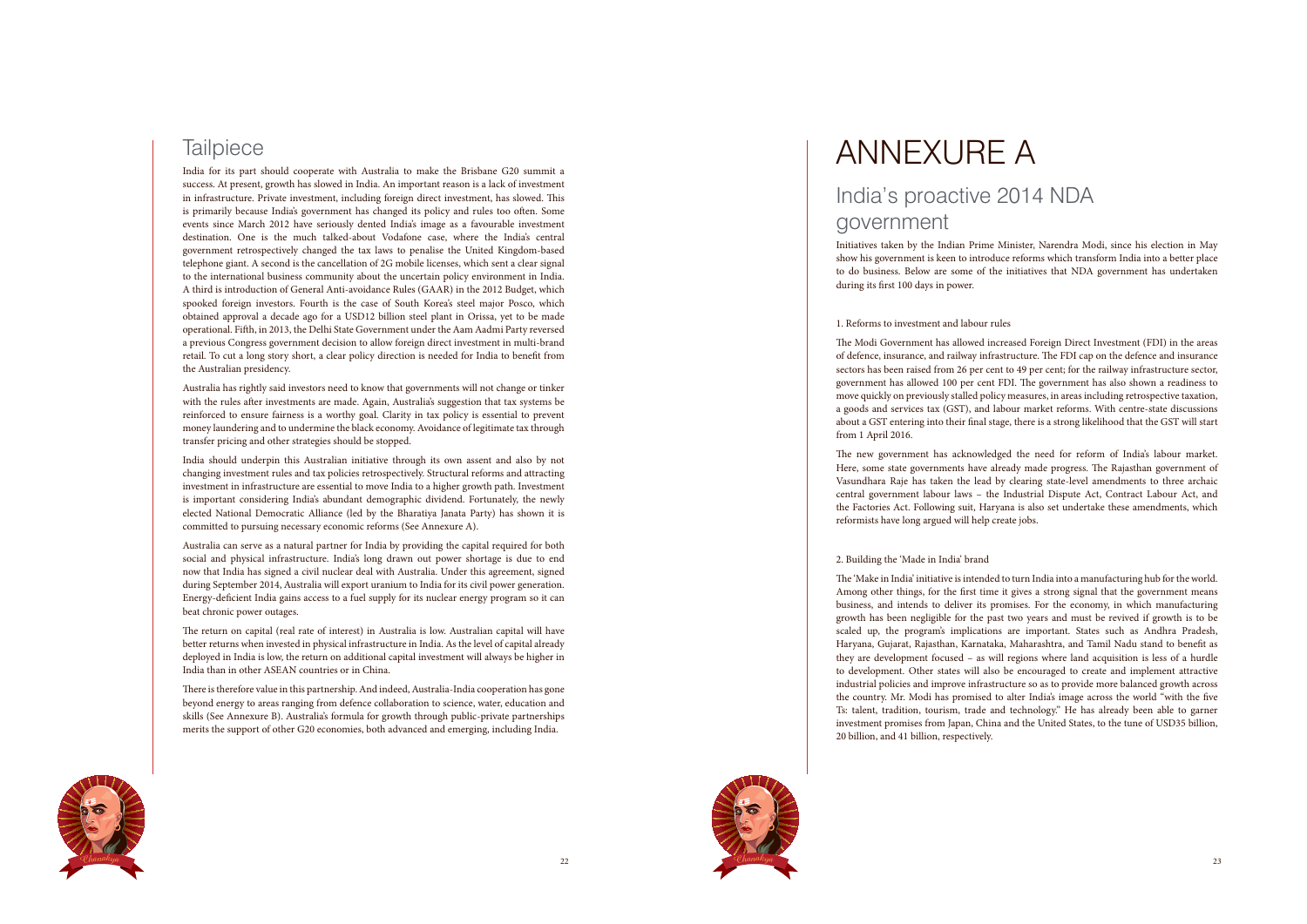## Tailpiece

India for its part should cooperate with Australia to make the Brisbane G20 summit a success. At present, growth has slowed in India. An important reason is a lack of investment in infrastructure. Private investment, including foreign direct investment, has slowed. This is primarily because India's government has changed its policy and rules too often. Some events since March 2012 have seriously dented India's image as a favourable investment destination. One is the much talked-about Vodafone case, where the India's central government retrospectively changed the tax laws to penalise the United Kingdom-based telephone giant. A second is the cancellation of 2G mobile licenses, which sent a clear signal to the international business community about the uncertain policy environment in India. A third is introduction of General Anti-avoidance Rules (GAAR) in the 2012 Budget, which spooked foreign investors. Fourth is the case of South Korea's steel major Posco, which obtained approval a decade ago for a USD12 billion steel plant in Orissa, yet to be made operational. Fifth, in 2013, the Delhi State Government under the Aam Aadmi Party reversed a previous Congress government decision to allow foreign direct investment in multi-brand retail. To cut a long story short, a clear policy direction is needed for India to benefit from the Australian presidency.

Australia has rightly said investors need to know that governments will not change or tinker with the rules after investments are made. Again, Australia's suggestion that tax systems be reinforced to ensure fairness is a worthy goal. Clarity in tax policy is essential to prevent money laundering and to undermine the black economy. Avoidance of legitimate tax through transfer pricing and other strategies should be stopped.

India should underpin this Australian initiative through its own assent and also by not changing investment rules and tax policies retrospectively. Structural reforms and attracting investment in infrastructure are essential to move India to a higher growth path. Investment is important considering India's abundant demographic dividend. Fortunately, the newly elected National Democratic Alliance (led by the Bharatiya Janata Party) has shown it is committed to pursuing necessary economic reforms (See Annexure A).

Australia can serve as a natural partner for India by providing the capital required for both social and physical infrastructure. India's long drawn out power shortage is due to end now that India has signed a civil nuclear deal with Australia. Under this agreement, signed during September 2014, Australia will export uranium to India for its civil power generation. Energy-deficient India gains access to a fuel supply for its nuclear energy program so it can beat chronic power outages.

The return on capital (real rate of interest) in Australia is low. Australian capital will have better returns when invested in physical infrastructure in India. As the level of capital already deployed in India is low, the return on additional capital investment will always be higher in India than in other ASEAN countries or in China.

There is therefore value in this partnership. And indeed, Australia-India cooperation has gone beyond energy to areas ranging from defence collaboration to science, water, education and skills (See Annexure B). Australia's formula for growth through public-private partnerships merits the support of other G20 economies, both advanced and emerging, including India.

# ANNEXURE A

## India's proactive 2014 NDA government

Initiatives taken by the Indian Prime Minister, Narendra Modi, since his election in May show his government is keen to introduce reforms which transform India into a better place to do business. Below are some of the initiatives that NDA government has undertaken during its first 100 days in power.

### 1. Reforms to investment and labour rules

The Modi Government has allowed increased Foreign Direct Investment (FDI) in the areas of defence, insurance, and railway infrastructure. The FDI cap on the defence and insurance sectors has been raised from 26 per cent to 49 per cent; for the railway infrastructure sector, government has allowed 100 per cent FDI. The government has also shown a readiness to move quickly on previously stalled policy measures, in areas including retrospective taxation, a goods and services tax (GST), and labour market reforms. With centre-state discussions about a GST entering into their final stage, there is a strong likelihood that the GST will start from 1 April 2016.

The new government has acknowledged the need for reform of India's labour market. Here, some state governments have already made progress. The Rajasthan government of Vasundhara Raje has taken the lead by clearing state-level amendments to three archaic central government labour laws – the Industrial Dispute Act, Contract Labour Act, and the Factories Act. Following suit, Haryana is also set undertake these amendments, which reformists have long argued will help create jobs.

### 2. Building the 'Made in India' brand

The 'Make in India' initiative is intended to turn India into a manufacturing hub for the world. Among other things, for the first time it gives a strong signal that the government means business, and intends to deliver its promises. For the economy, in which manufacturing growth has been negligible for the past two years and must be revived if growth is to be scaled up, the program's implications are important. States such as Andhra Pradesh, Haryana, Gujarat, Rajasthan, Karnataka, Maharashtra, and Tamil Nadu stand to benefit as they are development focused – as will regions where land acquisition is less of a hurdle to development. Other states will also be encouraged to create and implement attractive industrial policies and improve infrastructure so as to provide more balanced growth across the country. Mr. Modi has promised to alter India's image across the world "with the five Ts: talent, tradition, tourism, trade and technology." He has already been able to garner investment promises from Japan, China and the United States, to the tune of USD35 billion, 20 billion, and 41 billion, respectively.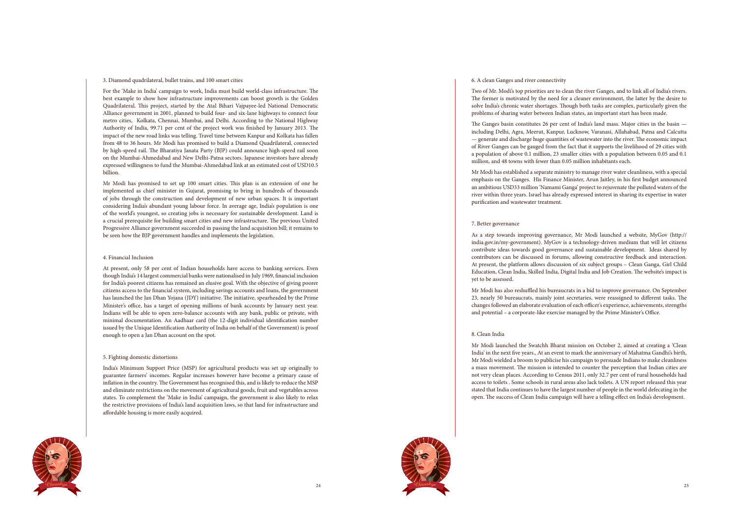### 3. Diamond quadrilateral, bullet trains, and 100 smart cities

For the 'Make in India' campaign to work, India must build world-class infrastructure. The best example to show how infrastructure improvements can boost growth is the Golden Quadrilateral. This project, started by the Atal Bihari Vajpayee-led National Democratic Alliance government in 2001, planned to build four- and six-lane highways to connect four metro cities, Kolkata, Chennai, Mumbai, and Delhi. According to the National Highway Authority of India, 99.71 per cent of the project work was finished by January 2013. The impact of the new road links was telling. Travel time between Kanpur and Kolkata has fallen from 48 to 36 hours. Mr Modi has promised to build a Diamond Quadrilateral, connected by high-speed rail. The Bharatiya Janata Party (BJP) could announce high-speed rail soon on the Mumbai-Ahmedabad and New Delhi-Patna sectors. Japanese investors have already expressed willingness to fund the Mumbai-Ahmedabad link at an estimated cost of USD10.5 billion.

Mr Modi has promised to set up 100 smart cities. This plan is an extension of one he implemented as chief minister in Gujarat, promising to bring in hundreds of thousands of jobs through the construction and development of new urban spaces. It is important considering India's abundant young labour force. In average age, India's population is one of the world's youngest, so creating jobs is necessary for sustainable development. Land is a crucial prerequisite for building smart cities and new infrastructure. The previous United Progressive Alliance government succeeded in passing the land acquisition bill; it remains to be seen how the BJP government handles and implements the legislation.

### 4. Financial Inclusion

At present, only 58 per cent of Indian households have access to banking services. Even though India's 14 largest commercial banks were nationalised in July 1969, financial inclusion for India's poorest citizens has remained an elusive goal. With the objective of giving poorer citizens access to the financial system, including savings accounts and loans, the government has launched the Jan Dhan Yojana (JDY) initiative. The initiative, spearheaded by the Prime Minister's office, has a target of opening millions of bank accounts by January next year. Indians will be able to open zero-balance accounts with any bank, public or private, with minimal documentation. An Aadhaar card (the 12-digit individual identification number issued by the Unique Identification Authority of India on behalf of the Government) is proof enough to open a Jan Dhan account on the spot.

### 5. Fighting domestic distortions

India's Minimum Support Price (MSP) for agricultural products was set up originally to guarantee farmers' incomes. Regular increases however have become a primary cause of inflation in the country. The Government has recognised this, and is likely to reduce the MSP and eliminate restrictions on the movement of agricultural goods, fruit and vegetables across states. To complement the 'Make in India' campaign, the government is also likely to relax the restrictive provisions of India's land acquisition laws, so that land for infrastructure and affordable housing is more easily acquired.

### 6. A clean Ganges and river connectivity

Two of Mr. Modi's top priorities are to clean the river Ganges, and to link all of India's rivers. The former is motivated by the need for a cleaner environment, the latter by the desire to solve India's chronic water shortages. Though both tasks are complex, particularly given the problems of sharing water between Indian states, an important start has been made.

The Ganges basin constitutes 26 per cent of India's land mass. Major cities in the basin — including Delhi, Agra, Meerut, Kanpur, Lucknow, Varanasi, Allahabad, Patna and Calcutta — generate and discharge huge quantities of wastewater into the river. The economic impact of River Ganges can be gauged from the fact that it supports the livelihood of 29 cities with a population of above 0.1 million, 23 smaller cities with a population between 0.05 and 0.1 million, and 48 towns with fewer than 0.05 million inhabitants each.

Mr Modi has established a separate ministry to manage river water cleanliness, with a special emphasis on the Ganges. His Finance Minister, Arun Jaitley, in his first budget announced an ambitious USD33 million 'Namami Ganga' project to rejuvenate the polluted waters of the river within three years. Israel has already expressed interest in sharing its expertise in water purification and wastewater treatment.

### 7. Better governance

As a step towards improving governance, Mr Modi launched a website, MyGov (http://india.gov.in/my-government). MyGov is a technology-driven medium that will let citizens contribute ideas towards good governance and sustainable development. Ideas shared by contributors can be discussed in forums, allowing constructive feedback and interaction. At present, the platform allows discussion of six subject groups – Clean Ganga, Girl Child Education, Clean India, Skilled India, Digital India and Job Creation. The website's impact is yet to be assessed.

Mr Modi has also reshuffled his bureaucrats in a bid to improve governance. On September 23, nearly 50 bureaucrats, mainly joint secretaries, were reassigned to different tasks. The changes followed an elaborate evaluation of each officer's experience, achievements, strengths and potential – a corporate-like exercise managed by the Prime Minister's Office.

### 8. Clean India

Mr Modi launched the Swatchh Bharat mission on October 2, aimed at creating a 'Clean India' in the next five years., At an event to mark the anniversary of Mahatma Gandhi's birth, Mr Modi wielded a broom to publicise his campaign to persuade Indians to make cleanliness a mass movement. The mission is intended to counter the perception that Indian cities are not very clean places. According to Census 2011, only 32.7 per cent of rural households had access to toilets . Some schools in rural areas also lack toilets. A UN report released this year stated that India continues to have the largest number of people in the world defecating in the open. The success of Clean India campaign will have a telling effect on India's development.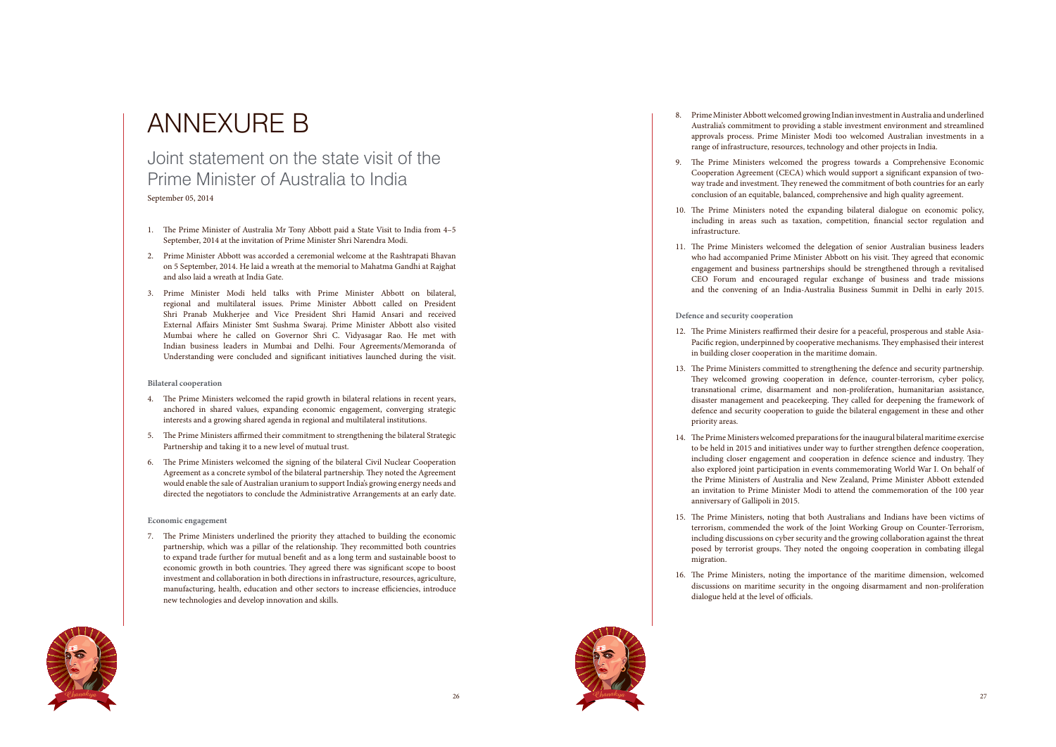# ANNEXURE B

## Joint statement on the state visit of the Prime Minister of Australia to India

September 05, 2014

1. The Prime Minister of Australia Mr Tony Abbott paid a State Visit to India from 4–5 September, 2014 at the invitation of Prime Minister Shri Narendra Modi.
2. Prime Minister Abbott was accorded a ceremonial welcome at the Rashtrapati Bhavan on 5 September, 2014. He laid a wreath at the memorial to Mahatma Gandhi at Rajghat and also laid a wreath at India Gate.
3. Prime Minister Modi held talks with Prime Minister Abbott on bilateral, regional and multilateral issues. Prime Minister Abbott called on President Shri Pranab Mukherjee and Vice President Shri Hamid Ansari and received External Affairs Minister Smt Sushma Swaraj. Prime Minister Abbott also visited Mumbai where he called on Governor Shri C. Vidyasagar Rao. He met with Indian business leaders in Mumbai and Delhi. Four Agreements/Memoranda of Understanding were concluded and significant initiatives launched during the visit.

**Bilateral cooperation**

4. The Prime Ministers welcomed the rapid growth in bilateral relations in recent years, anchored in shared values, expanding economic engagement, converging strategic interests and a growing shared agenda in regional and multilateral institutions.
5. The Prime Ministers affirmed their commitment to strengthening the bilateral Strategic Partnership and taking it to a new level of mutual trust.
6. The Prime Ministers welcomed the signing of the bilateral Civil Nuclear Cooperation Agreement as a concrete symbol of the bilateral partnership. They noted the Agreement would enable the sale of Australian uranium to support India's growing energy needs and directed the negotiators to conclude the Administrative Arrangements at an early date.

**Economic engagement**

7. The Prime Ministers underlined the priority they attached to building the economic partnership, which was a pillar of the relationship. They recommitted both countries to expand trade further for mutual benefit and as a long term and sustainable boost to economic growth in both countries. They agreed there was significant scope to boost investment and collaboration in both directions in infrastructure, resources, agriculture, manufacturing, health, education and other sectors to increase efficiencies, introduce new technologies and develop innovation and skills.
8. Prime Minister Abbott welcomed growing Indian investment in Australia and underlined Australia's commitment to providing a stable investment environment and streamlined approvals process. Prime Minister Modi too welcomed Australian investments in a range of infrastructure, resources, technology and other projects in India.
9. The Prime Ministers welcomed the progress towards a Comprehensive Economic Cooperation Agreement (CECA) which would support a significant expansion of two-way trade and investment. They renewed the commitment of both countries for an early conclusion of an equitable, balanced, comprehensive and high quality agreement.
10. The Prime Ministers noted the expanding bilateral dialogue on economic policy, including in areas such as taxation, competition, financial sector regulation and infrastructure.
11. The Prime Ministers welcomed the delegation of senior Australian business leaders who had accompanied Prime Minister Abbott on his visit. They agreed that economic engagement and business partnerships should be strengthened through a revitalised CEO Forum and encouraged regular exchange of business and trade missions and the convening of an India-Australia Business Summit in Delhi in early 2015.

**Defence and security cooperation**

12. The Prime Ministers reaffirmed their desire for a peaceful, prosperous and stable Asia-Pacific region, underpinned by cooperative mechanisms. They emphasised their interest in building closer cooperation in the maritime domain.
13. The Prime Ministers committed to strengthening the defence and security partnership. They welcomed growing cooperation in defence, counter-terrorism, cyber policy, transnational crime, disarmament and non-proliferation, humanitarian assistance, disaster management and peacekeeping. They called for deepening the framework of defence and security cooperation to guide the bilateral engagement in these and other priority areas.
14. The Prime Ministers welcomed preparations for the inaugural bilateral maritime exercise to be held in 2015 and initiatives under way to further strengthen defence cooperation, including closer engagement and cooperation in defence science and industry. They also explored joint participation in events commemorating World War I. On behalf of the Prime Ministers of Australia and New Zealand, Prime Minister Abbott extended an invitation to Prime Minister Modi to attend the commemoration of the 100 year anniversary of Gallipoli in 2015.
15. The Prime Ministers, noting that both Australians and Indians have been victims of terrorism, commended the work of the Joint Working Group on Counter-Terrorism, including discussions on cyber security and the growing collaboration against the threat posed by terrorist groups. They noted the ongoing cooperation in combating illegal migration.
16. The Prime Ministers, noting the importance of the maritime dimension, welcomed discussions on maritime security in the ongoing disarmament and non-proliferation dialogue held at the level of officials.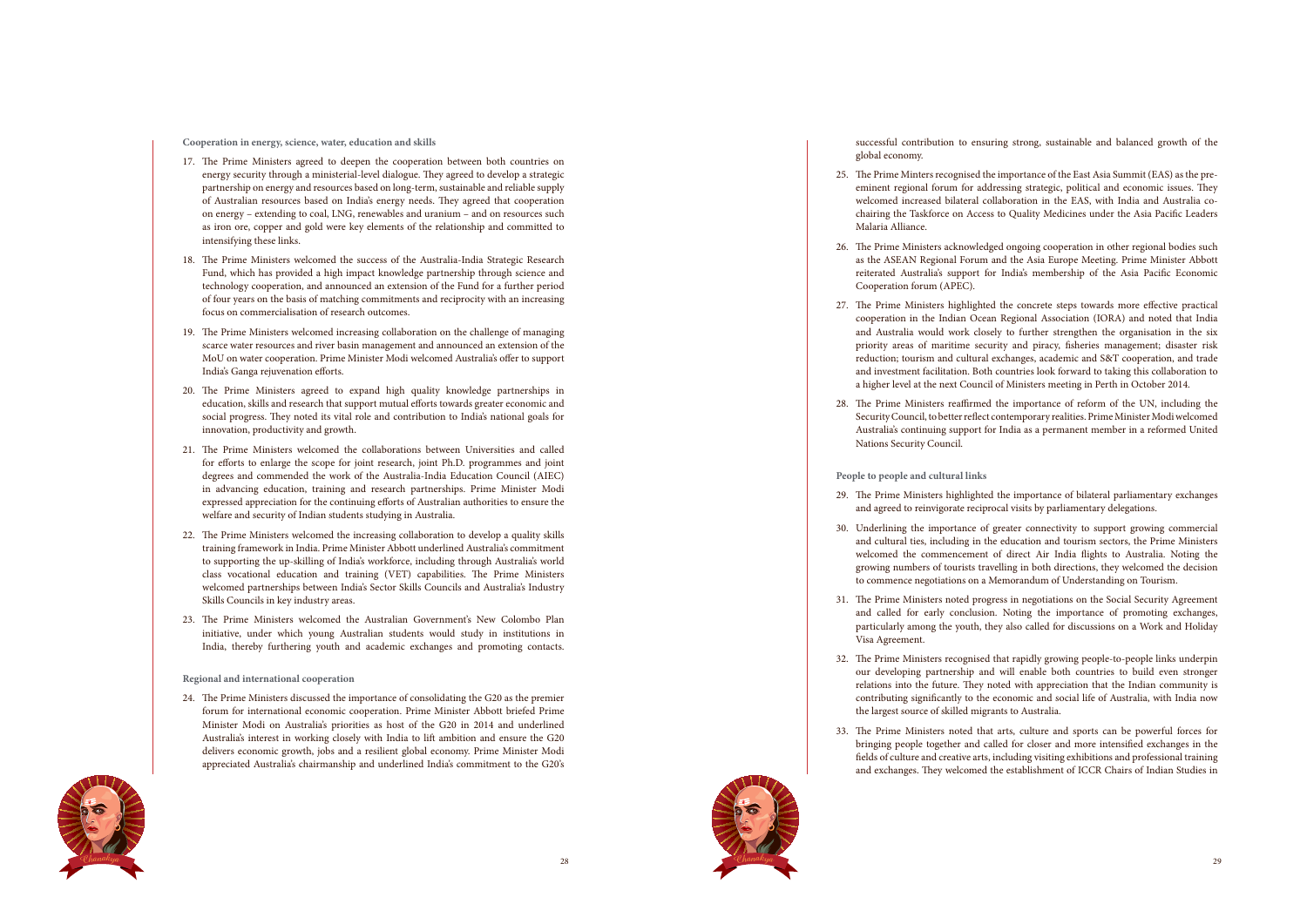**Cooperation in energy, science, water, education and skills**

17. The Prime Ministers agreed to deepen the cooperation between both countries on energy security through a ministerial-level dialogue. They agreed to develop a strategic partnership on energy and resources based on long-term, sustainable and reliable supply of Australian resources based on India's energy needs. They agreed that cooperation on energy – extending to coal, LNG, renewables and uranium – and on resources such as iron ore, copper and gold were key elements of the relationship and committed to intensifying these links.

18. The Prime Ministers welcomed the success of the Australia-India Strategic Research Fund, which has provided a high impact knowledge partnership through science and technology cooperation, and announced an extension of the Fund for a further period of four years on the basis of matching commitments and reciprocity with an increasing focus on commercialisation of research outcomes.

19. The Prime Ministers welcomed increasing collaboration on the challenge of managing scarce water resources and river basin management and announced an extension of the MoU on water cooperation. Prime Minister Modi welcomed Australia's offer to support India's Ganga rejuvenation efforts.

20. The Prime Ministers agreed to expand high quality knowledge partnerships in education, skills and research that support mutual efforts towards greater economic and social progress. They noted its vital role and contribution to India's national goals for innovation, productivity and growth.

21. The Prime Ministers welcomed the collaborations between Universities and called for efforts to enlarge the scope for joint research, joint Ph.D. programmes and joint degrees and commended the work of the Australia-India Education Council (AIEC) in advancing education, training and research partnerships. Prime Minister Modi expressed appreciation for the continuing efforts of Australian authorities to ensure the welfare and security of Indian students studying in Australia.

22. The Prime Ministers welcomed the increasing collaboration to develop a quality skills training framework in India. Prime Minister Abbott underlined Australia's commitment to supporting the up-skilling of India's workforce, including through Australia's world class vocational education and training (VET) capabilities. The Prime Ministers welcomed partnerships between India's Sector Skills Councils and Australia's Industry Skills Councils in key industry areas.

23. The Prime Ministers welcomed the Australian Government's New Colombo Plan initiative, under which young Australian students would study in institutions in India, thereby furthering youth and academic exchanges and promoting contacts.

**Regional and international cooperation**

24. The Prime Ministers discussed the importance of consolidating the G20 as the premier forum for international economic cooperation. Prime Minister Abbott briefed Prime Minister Modi on Australia's priorities as host of the G20 in 2014 and underlined Australia's interest in working closely with India to lift ambition and ensure the G20 delivers economic growth, jobs and a resilient global economy. Prime Minister Modi appreciated Australia's chairmanship and underlined India's commitment to the G20's successful contribution to ensuring strong, sustainable and balanced growth of the global economy.

25. The Prime Minters recognised the importance of the East Asia Summit (EAS) as the pre-eminent regional forum for addressing strategic, political and economic issues. They welcomed increased bilateral collaboration in the EAS, with India and Australia co-chairing the Taskforce on Access to Quality Medicines under the Asia Pacific Leaders Malaria Alliance.

26. The Prime Ministers acknowledged ongoing cooperation in other regional bodies such as the ASEAN Regional Forum and the Asia Europe Meeting. Prime Minister Abbott reiterated Australia's support for India's membership of the Asia Pacific Economic Cooperation forum (APEC).

27. The Prime Ministers highlighted the concrete steps towards more effective practical cooperation in the Indian Ocean Regional Association (IORA) and noted that India and Australia would work closely to further strengthen the organisation in the six priority areas of maritime security and piracy, fisheries management; disaster risk reduction; tourism and cultural exchanges, academic and S&T cooperation, and trade and investment facilitation. Both countries look forward to taking this collaboration to a higher level at the next Council of Ministers meeting in Perth in October 2014.

28. The Prime Ministers reaffirmed the importance of reform of the UN, including the Security Council, to better reflect contemporary realities. Prime Minister Modi welcomed Australia's continuing support for India as a permanent member in a reformed United Nations Security Council.

**People to people and cultural links**

29. The Prime Ministers highlighted the importance of bilateral parliamentary exchanges and agreed to reinvigorate reciprocal visits by parliamentary delegations.

30. Underlining the importance of greater connectivity to support growing commercial and cultural ties, including in the education and tourism sectors, the Prime Ministers welcomed the commencement of direct Air India flights to Australia. Noting the growing numbers of tourists travelling in both directions, they welcomed the decision to commence negotiations on a Memorandum of Understanding on Tourism.

31. The Prime Ministers noted progress in negotiations on the Social Security Agreement and called for early conclusion. Noting the importance of promoting exchanges, particularly among the youth, they also called for discussions on a Work and Holiday Visa Agreement.

32. The Prime Ministers recognised that rapidly growing people-to-people links underpin our developing partnership and will enable both countries to build even stronger relations into the future. They noted with appreciation that the Indian community is contributing significantly to the economic and social life of Australia, with India now the largest source of skilled migrants to Australia.

33. The Prime Ministers noted that arts, culture and sports can be powerful forces for bringing people together and called for closer and more intensified exchanges in the fields of culture and creative arts, including visiting exhibitions and professional training and exchanges. They welcomed the establishment of ICCR Chairs of Indian Studies in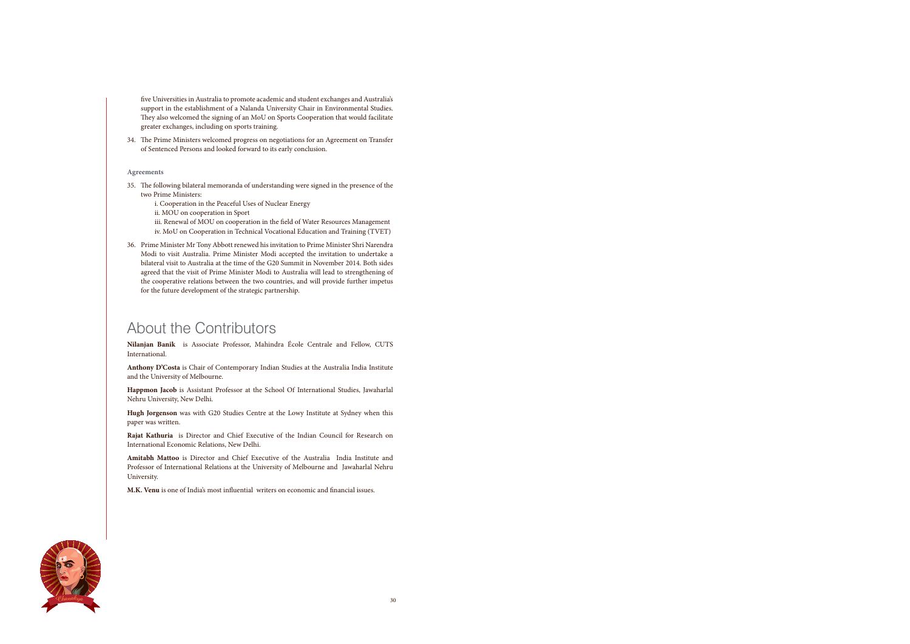five Universities in Australia to promote academic and student exchanges and Australia's support in the establishment of a Nalanda University Chair in Environmental Studies. They also welcomed the signing of an MoU on Sports Cooperation that would facilitate greater exchanges, including on sports training.

34. The Prime Ministers welcomed progress on negotiations for an Agreement on Transfer of Sentenced Persons and looked forward to its early conclusion.

### Agreements

35. The following bilateral memoranda of understanding were signed in the presence of the two Prime Ministers:
    i. Cooperation in the Peaceful Uses of Nuclear Energy
    ii. MOU on cooperation in Sport
    iii. Renewal of MOU on cooperation in the field of Water Resources Management
    iv. MoU on Cooperation in Technical Vocational Education and Training (TVET)

36. Prime Minister Mr Tony Abbott renewed his invitation to Prime Minister Shri Narendra Modi to visit Australia. Prime Minister Modi accepted the invitation to undertake a bilateral visit to Australia at the time of the G20 Summit in November 2014. Both sides agreed that the visit of Prime Minister Modi to Australia will lead to strengthening of the cooperative relations between the two countries, and will provide further impetus for the future development of the strategic partnership.

# About the Contributors

**Nilanjan Banik** is Associate Professor, Mahindra École Centrale and Fellow, CUTS International.

**Anthony D'Costa** is Chair of Contemporary Indian Studies at the Australia India Institute and the University of Melbourne.

**Happmon Jacob** is Assistant Professor at the School Of International Studies, Jawaharlal Nehru University, New Delhi.

**Hugh Jorgenson** was with G20 Studies Centre at the Lowy Institute at Sydney when this paper was written.

**Rajat Kathuria** is Director and Chief Executive of the Indian Council for Research on International Economic Relations, New Delhi.

**Amitabh Mattoo** is Director and Chief Executive of the Australia India Institute and Professor of International Relations at the University of Melbourne and Jawaharlal Nehru University.

**M.K. Venu** is one of India's most influential writers on economic and financial issues.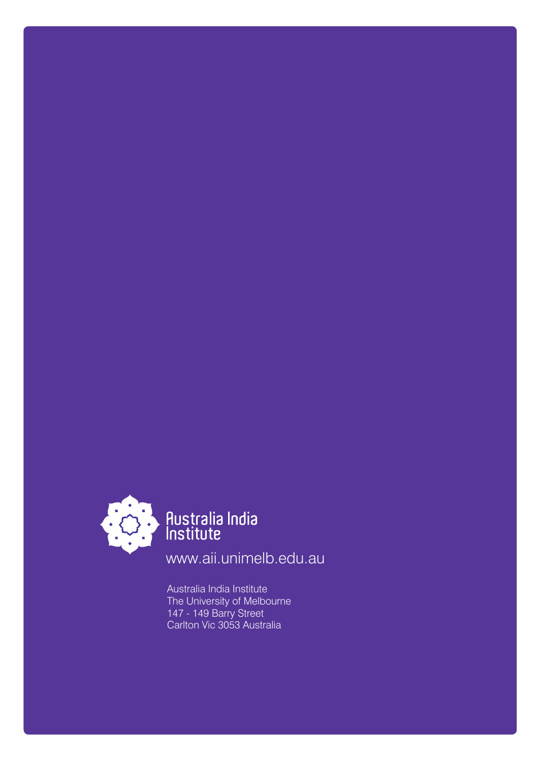Australia India Institute

www.aii.unimelb.edu.au

Australia India Institute
The University of Melbourne
147 - 149 Barry Street
Carlton Vic 3053 Australia